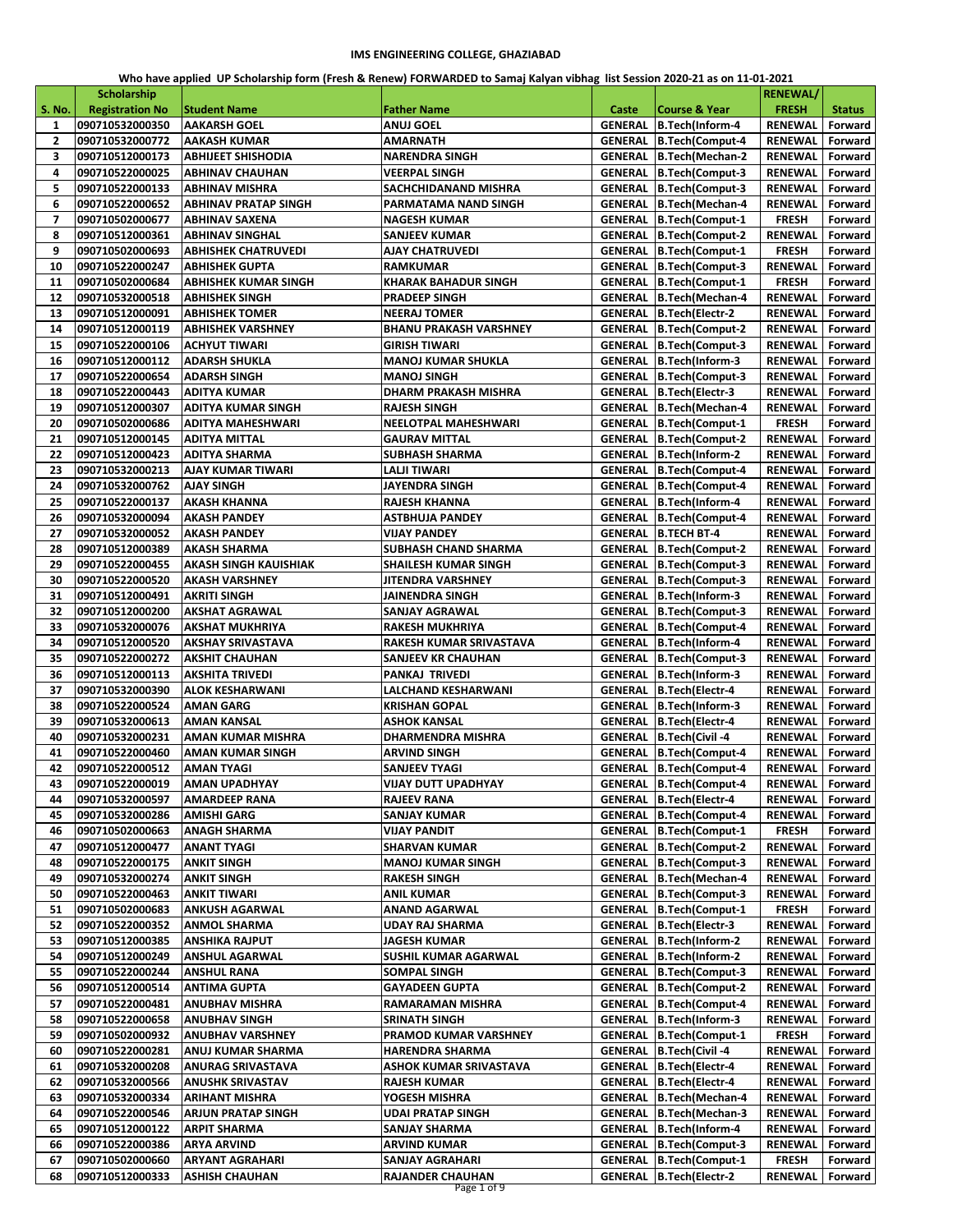# IMS ENGINEERING COLLEGE, GHAZIABAD

**Who have applied UP Scholarship form (Fresh & Renew) FORWARDED to Samaj Kalyan vibhag list Session 2020-21 as on 11-01-2021**

| S. No. | Scholarship Registration No | Student Name | Father Name | Caste | Course & Year | RENEWAL/ FRESH | Status |
|---|---|---|---|---|---|---|---|
| 1 | 090710532000350 | AAKARSH GOEL | ANUJ GOEL | GENERAL | B.Tech(Inform-4 | RENEWAL | Forward |
| 2 | 090710532000772 | AAKASH KUMAR | AMARNATH | GENERAL | B.Tech(Comput-4 | RENEWAL | Forward |
| 3 | 090710512000173 | ABHIJEET SHISHODIA | NARENDRA SINGH | GENERAL | B.Tech(Mechan-2 | RENEWAL | Forward |
| 4 | 090710522000025 | ABHINAV CHAUHAN | VEERPAL SINGH | GENERAL | B.Tech(Comput-3 | RENEWAL | Forward |
| 5 | 090710522000133 | ABHINAV MISHRA | SACHCHIDANAND MISHRA | GENERAL | B.Tech(Comput-3 | RENEWAL | Forward |
| 6 | 090710522000652 | ABHINAV PRATAP SINGH | PARMATAMA NAND SINGH | GENERAL | B.Tech(Mechan-4 | RENEWAL | Forward |
| 7 | 090710502000677 | ABHINAV SAXENA | NAGESH KUMAR | GENERAL | B.Tech(Comput-1 | FRESH | Forward |
| 8 | 090710512000361 | ABHINAV SINGHAL | SANJEEV KUMAR | GENERAL | B.Tech(Comput-2 | RENEWAL | Forward |
| 9 | 090710502000693 | ABHISHEK CHATRUVEDI | AJAY CHATRUVEDI | GENERAL | B.Tech(Comput-1 | FRESH | Forward |
| 10 | 090710522000247 | ABHISHEK GUPTA | RAMKUMAR | GENERAL | B.Tech(Comput-3 | RENEWAL | Forward |
| 11 | 090710502000684 | ABHISHEK KUMAR SINGH | KHARAK BAHADUR SINGH | GENERAL | B.Tech(Comput-1 | FRESH | Forward |
| 12 | 090710532000518 | ABHISHEK SINGH | PRADEEP SINGH | GENERAL | B.Tech(Mechan-4 | RENEWAL | Forward |
| 13 | 090710512000091 | ABHISHEK TOMER | NEERAJ TOMER | GENERAL | B.Tech(Electr-2 | RENEWAL | Forward |
| 14 | 090710512000119 | ABHISHEK VARSHNEY | BHANU PRAKASH VARSHNEY | GENERAL | B.Tech(Comput-2 | RENEWAL | Forward |
| 15 | 090710522000106 | ACHYUT TIWARI | GIRISH TIWARI | GENERAL | B.Tech(Comput-3 | RENEWAL | Forward |
| 16 | 090710512000112 | ADARSH SHUKLA | MANOJ KUMAR SHUKLA | GENERAL | B.Tech(Inform-3 | RENEWAL | Forward |
| 17 | 090710522000654 | ADARSH SINGH | MANOJ SINGH | GENERAL | B.Tech(Comput-3 | RENEWAL | Forward |
| 18 | 090710522000443 | ADITYA KUMAR | DHARM PRAKASH MISHRA | GENERAL | B.Tech(Electr-3 | RENEWAL | Forward |
| 19 | 090710512000307 | ADITYA KUMAR SINGH | RAJESH SINGH | GENERAL | B.Tech(Mechan-4 | RENEWAL | Forward |
| 20 | 090710502000686 | ADITYA MAHESHWARI | NEELOTPAL MAHESHWARI | GENERAL | B.Tech(Comput-1 | FRESH | Forward |
| 21 | 090710512000145 | ADITYA MITTAL | GAURAV MITTAL | GENERAL | B.Tech(Comput-2 | RENEWAL | Forward |
| 22 | 090710512000423 | ADITYA SHARMA | SUBHASH SHARMA | GENERAL | B.Tech(Inform-2 | RENEWAL | Forward |
| 23 | 090710532000213 | AJAY KUMAR TIWARI | LALJI TIWARI | GENERAL | B.Tech(Comput-4 | RENEWAL | Forward |
| 24 | 090710532000762 | AJAY SINGH | JAYENDRA SINGH | GENERAL | B.Tech(Comput-4 | RENEWAL | Forward |
| 25 | 090710522000137 | AKASH KHANNA | RAJESH KHANNA | GENERAL | B.Tech(Inform-4 | RENEWAL | Forward |
| 26 | 090710532000094 | AKASH PANDEY | ASTBHUJA PANDEY | GENERAL | B.Tech(Comput-4 | RENEWAL | Forward |
| 27 | 090710532000052 | AKASH PANDEY | VIJAY PANDEY | GENERAL | B.TECH BT-4 | RENEWAL | Forward |
| 28 | 090710512000389 | AKASH SHARMA | SUBHASH CHAND SHARMA | GENERAL | B.Tech(Comput-2 | RENEWAL | Forward |
| 29 | 090710522000455 | AKASH SINGH KAUISHIAK | SHAILESH KUMAR SINGH | GENERAL | B.Tech(Comput-3 | RENEWAL | Forward |
| 30 | 090710522000520 | AKASH VARSHNEY | JITENDRA VARSHNEY | GENERAL | B.Tech(Comput-3 | RENEWAL | Forward |
| 31 | 090710512000491 | AKRITI SINGH | JAINENDRA SINGH | GENERAL | B.Tech(Inform-3 | RENEWAL | Forward |
| 32 | 090710512000200 | AKSHAT AGRAWAL | SANJAY AGRAWAL | GENERAL | B.Tech(Comput-3 | RENEWAL | Forward |
| 33 | 090710532000076 | AKSHAT MUKHRIYA | RAKESH MUKHRIYA | GENERAL | B.Tech(Comput-4 | RENEWAL | Forward |
| 34 | 090710512000520 | AKSHAY SRIVASTAVA | RAKESH KUMAR SRIVASTAVA | GENERAL | B.Tech(Inform-4 | RENEWAL | Forward |
| 35 | 090710522000272 | AKSHIT CHAUHAN | SANJEEV KR CHAUHAN | GENERAL | B.Tech(Comput-3 | RENEWAL | Forward |
| 36 | 090710512000113 | AKSHITA TRIVEDI | PANKAJ TRIVEDI | GENERAL | B.Tech(Inform-3 | RENEWAL | Forward |
| 37 | 090710532000390 | ALOK KESHARWANI | LALCHAND KESHARWANI | GENERAL | B.Tech(Electr-4 | RENEWAL | Forward |
| 38 | 090710522000524 | AMAN GARG | KRISHAN GOPAL | GENERAL | B.Tech(Inform-3 | RENEWAL | Forward |
| 39 | 090710532000613 | AMAN KANSAL | ASHOK KANSAL | GENERAL | B.Tech(Electr-4 | RENEWAL | Forward |
| 40 | 090710532000231 | AMAN KUMAR MISHRA | DHARMENDRA MISHRA | GENERAL | B.Tech(Civil -4 | RENEWAL | Forward |
| 41 | 090710522000460 | AMAN KUMAR SINGH | ARVIND SINGH | GENERAL | B.Tech(Comput-4 | RENEWAL | Forward |
| 42 | 090710522000512 | AMAN TYAGI | SANJEEV TYAGI | GENERAL | B.Tech(Comput-4 | RENEWAL | Forward |
| 43 | 090710522000019 | AMAN UPADHYAY | VIJAY DUTT UPADHYAY | GENERAL | B.Tech(Comput-4 | RENEWAL | Forward |
| 44 | 090710532000597 | AMARDEEP RANA | RAJEEV RANA | GENERAL | B.Tech(Electr-4 | RENEWAL | Forward |
| 45 | 090710532000286 | AMISHI GARG | SANJAY KUMAR | GENERAL | B.Tech(Comput-4 | RENEWAL | Forward |
| 46 | 090710502000663 | ANAGH SHARMA | VIJAY PANDIT | GENERAL | B.Tech(Comput-1 | FRESH | Forward |
| 47 | 090710512000477 | ANANT TYAGI | SHARVAN KUMAR | GENERAL | B.Tech(Comput-2 | RENEWAL | Forward |
| 48 | 090710522000175 | ANKIT SINGH | MANOJ KUMAR SINGH | GENERAL | B.Tech(Comput-3 | RENEWAL | Forward |
| 49 | 090710532000274 | ANKIT SINGH | RAKESH SINGH | GENERAL | B.Tech(Mechan-4 | RENEWAL | Forward |
| 50 | 090710522000463 | ANKIT TIWARI | ANIL KUMAR | GENERAL | B.Tech(Comput-3 | RENEWAL | Forward |
| 51 | 090710502000683 | ANKUSH AGARWAL | ANAND AGARWAL | GENERAL | B.Tech(Comput-1 | FRESH | Forward |
| 52 | 090710522000352 | ANMOL SHARMA | UDAY RAJ SHARMA | GENERAL | B.Tech(Electr-3 | RENEWAL | Forward |
| 53 | 090710512000385 | ANSHIKA RAJPUT | JAGESH KUMAR | GENERAL | B.Tech(Inform-2 | RENEWAL | Forward |
| 54 | 090710512000249 | ANSHUL AGARWAL | SUSHIL KUMAR AGARWAL | GENERAL | B.Tech(Inform-2 | RENEWAL | Forward |
| 55 | 090710522000244 | ANSHUL RANA | SOMPAL SINGH | GENERAL | B.Tech(Comput-3 | RENEWAL | Forward |
| 56 | 090710512000514 | ANTIMA GUPTA | GAYADEEN GUPTA | GENERAL | B.Tech(Comput-2 | RENEWAL | Forward |
| 57 | 090710522000481 | ANUBHAV MISHRA | RAMARAMAN MISHRA | GENERAL | B.Tech(Comput-4 | RENEWAL | Forward |
| 58 | 090710522000658 | ANUBHAV SINGH | SRINATH SINGH | GENERAL | B.Tech(Inform-3 | RENEWAL | Forward |
| 59 | 090710502000932 | ANUBHAV VARSHNEY | PRAMOD KUMAR VARSHNEY | GENERAL | B.Tech(Comput-1 | FRESH | Forward |
| 60 | 090710522000281 | ANUJ KUMAR SHARMA | HARENDRA SHARMA | GENERAL | B.Tech(Civil -4 | RENEWAL | Forward |
| 61 | 090710532000208 | ANURAG SRIVASTAVA | ASHOK KUMAR SRIVASTAVA | GENERAL | B.Tech(Electr-4 | RENEWAL | Forward |
| 62 | 090710532000566 | ANUSHK SRIVASTAV | RAJESH KUMAR | GENERAL | B.Tech(Electr-4 | RENEWAL | Forward |
| 63 | 090710532000334 | ARIHANT MISHRA | YOGESH MISHRA | GENERAL | B.Tech(Mechan-4 | RENEWAL | Forward |
| 64 | 090710522000546 | ARJUN PRATAP SINGH | UDAI PRATAP SINGH | GENERAL | B.Tech(Mechan-3 | RENEWAL | Forward |
| 65 | 090710512000122 | ARPIT SHARMA | SANJAY SHARMA | GENERAL | B.Tech(Inform-4 | RENEWAL | Forward |
| 66 | 090710522000386 | ARYA ARVIND | ARVIND KUMAR | GENERAL | B.Tech(Comput-3 | RENEWAL | Forward |
| 67 | 090710502000660 | ARYANT AGRAHARI | SANJAY AGRAHARI | GENERAL | B.Tech(Comput-1 | FRESH | Forward |
| 68 | 090710512000333 | ASHISH CHAUHAN | RAJANDER CHAUHAN | GENERAL | B.Tech(Electr-2 | RENEWAL | Forward |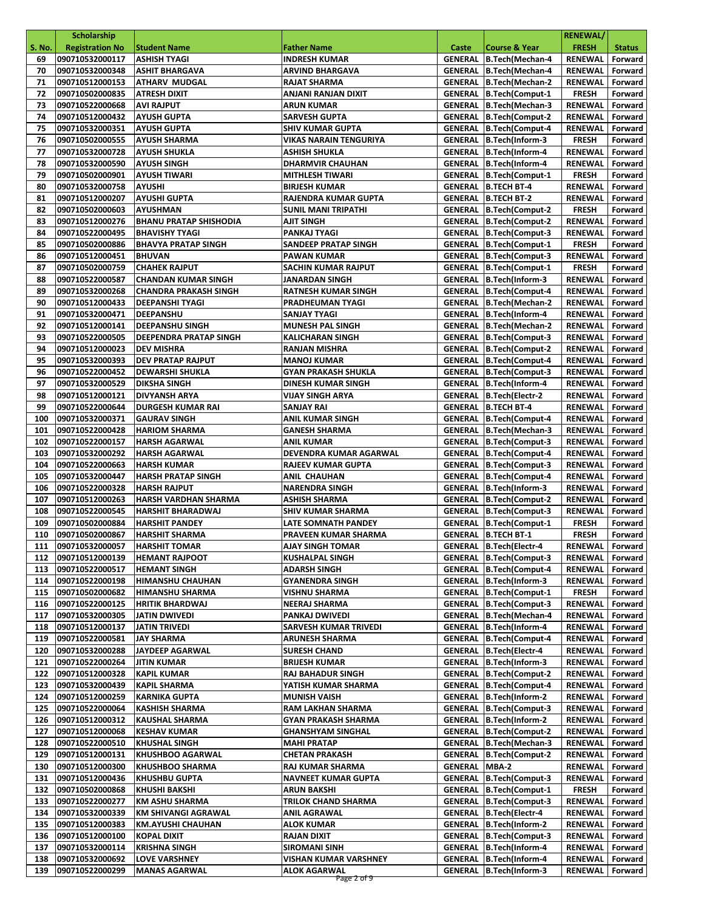| S. No. | Scholarship Registration No | Student Name | Father Name | Caste | Course & Year | RENEWAL/ FRESH | Status |
|---|---|---|---|---|---|---|---|
| 69 | 090710532000117 | ASHISH TYAGI | INDRESH KUMAR | GENERAL | B.Tech(Mechan-4 | RENEWAL | Forward |
| 70 | 090710532000348 | ASHIT BHARGAVA | ARVIND BHARGAVA | GENERAL | B.Tech(Mechan-4 | RENEWAL | Forward |
| 71 | 090710512000153 | ATHARV MUDGAL | RAJAT SHARMA | GENERAL | B.Tech(Mechan-2 | RENEWAL | Forward |
| 72 | 090710502000835 | ATRESH DIXIT | ANJANI RANJAN DIXIT | GENERAL | B.Tech(Comput-1 | FRESH | Forward |
| 73 | 090710522000668 | AVI RAJPUT | ARUN KUMAR | GENERAL | B.Tech(Mechan-3 | RENEWAL | Forward |
| 74 | 090710512000432 | AYUSH GUPTA | SARVESH GUPTA | GENERAL | B.Tech(Comput-2 | RENEWAL | Forward |
| 75 | 090710532000351 | AYUSH GUPTA | SHIV KUMAR GUPTA | GENERAL | B.Tech(Comput-4 | RENEWAL | Forward |
| 76 | 090710502000555 | AYUSH SHARMA | VIKAS NARAIN TENGURIYA | GENERAL | B.Tech(Inform-3 | FRESH | Forward |
| 77 | 090710532000728 | AYUSH SHUKLA | ASHISH SHUKLA | GENERAL | B.Tech(Inform-4 | RENEWAL | Forward |
| 78 | 090710532000590 | AYUSH SINGH | DHARMVIR CHAUHAN | GENERAL | B.Tech(Inform-4 | RENEWAL | Forward |
| 79 | 090710502000901 | AYUSH TIWARI | MITHLESH TIWARI | GENERAL | B.Tech(Comput-1 | FRESH | Forward |
| 80 | 090710532000758 | AYUSHI | BIRJESH KUMAR | GENERAL | B.TECH BT-4 | RENEWAL | Forward |
| 81 | 090710512000207 | AYUSHI GUPTA | RAJENDRA KUMAR GUPTA | GENERAL | B.TECH BT-2 | RENEWAL | Forward |
| 82 | 090710502000603 | AYUSHMAN | SUNIL MANI TRIPATHI | GENERAL | B.Tech(Comput-2 | FRESH | Forward |
| 83 | 090710512000276 | BHANU PRATAP SHISHODIA | AJIT SINGH | GENERAL | B.Tech(Comput-2 | RENEWAL | Forward |
| 84 | 090710522000495 | BHAVISHY TYAGI | PANKAJ TYAGI | GENERAL | B.Tech(Comput-3 | RENEWAL | Forward |
| 85 | 090710502000886 | BHAVYA PRATAP SINGH | SANDEEP PRATAP SINGH | GENERAL | B.Tech(Comput-1 | FRESH | Forward |
| 86 | 090710512000451 | BHUVAN | PAWAN KUMAR | GENERAL | B.Tech(Comput-3 | RENEWAL | Forward |
| 87 | 090710502000759 | CHAHEK RAJPUT | SACHIN KUMAR RAJPUT | GENERAL | B.Tech(Comput-1 | FRESH | Forward |
| 88 | 090710522000587 | CHANDAN KUMAR SINGH | JANARDAN SINGH | GENERAL | B.Tech(Inform-3 | RENEWAL | Forward |
| 89 | 090710532000268 | CHANDRA PRAKASH SINGH | RATNESH KUMAR SINGH | GENERAL | B.Tech(Comput-4 | RENEWAL | Forward |
| 90 | 090710512000433 | DEEPANSHI TYAGI | PRADHEUMAN TYAGI | GENERAL | B.Tech(Mechan-2 | RENEWAL | Forward |
| 91 | 090710532000471 | DEEPANSHU | SANJAY TYAGI | GENERAL | B.Tech(Inform-4 | RENEWAL | Forward |
| 92 | 090710512000141 | DEEPANSHU SINGH | MUNESH PAL SINGH | GENERAL | B.Tech(Mechan-2 | RENEWAL | Forward |
| 93 | 090710522000505 | DEEPENDRA PRATAP SINGH | KALICHARAN SINGH | GENERAL | B.Tech(Comput-3 | RENEWAL | Forward |
| 94 | 090710512000023 | DEV MISHRA | RANJAN MISHRA | GENERAL | B.Tech(Comput-2 | RENEWAL | Forward |
| 95 | 090710532000393 | DEV PRATAP RAJPUT | MANOJ KUMAR | GENERAL | B.Tech(Comput-4 | RENEWAL | Forward |
| 96 | 090710522000452 | DEWARSHI SHUKLA | GYAN PRAKASH SHUKLA | GENERAL | B.Tech(Comput-3 | RENEWAL | Forward |
| 97 | 090710532000529 | DIKSHA SINGH | DINESH KUMAR SINGH | GENERAL | B.Tech(Inform-4 | RENEWAL | Forward |
| 98 | 090710512000121 | DIVYANSH ARYA | VIJAY SINGH ARYA | GENERAL | B.Tech(Electr-2 | RENEWAL | Forward |
| 99 | 090710522000644 | DURGESH KUMAR RAI | SANJAY RAI | GENERAL | B.TECH BT-4 | RENEWAL | Forward |
| 100 | 090710532000371 | GAURAV SINGH | ANIL KUMAR SINGH | GENERAL | B.Tech(Comput-4 | RENEWAL | Forward |
| 101 | 090710522000428 | HARIOM SHARMA | GANESH SHARMA | GENERAL | B.Tech(Mechan-3 | RENEWAL | Forward |
| 102 | 090710522000157 | HARSH AGARWAL | ANIL KUMAR | GENERAL | B.Tech(Comput-3 | RENEWAL | Forward |
| 103 | 090710532000292 | HARSH AGARWAL | DEVENDRA KUMAR AGARWAL | GENERAL | B.Tech(Comput-4 | RENEWAL | Forward |
| 104 | 090710522000663 | HARSH KUMAR | RAJEEV KUMAR GUPTA | GENERAL | B.Tech(Comput-3 | RENEWAL | Forward |
| 105 | 090710532000447 | HARSH PRATAP SINGH | ANIL CHAUHAN | GENERAL | B.Tech(Comput-4 | RENEWAL | Forward |
| 106 | 090710522000328 | HARSH RAJPUT | NARENDRA SINGH | GENERAL | B.Tech(Inform-3 | RENEWAL | Forward |
| 107 | 090710512000263 | HARSH VARDHAN SHARMA | ASHISH SHARMA | GENERAL | B.Tech(Comput-2 | RENEWAL | Forward |
| 108 | 090710522000545 | HARSHIT BHARADWAJ | SHIV KUMAR SHARMA | GENERAL | B.Tech(Comput-3 | RENEWAL | Forward |
| 109 | 090710502000884 | HARSHIT PANDEY | LATE SOMNATH PANDEY | GENERAL | B.Tech(Comput-1 | FRESH | Forward |
| 110 | 090710502000867 | HARSHIT SHARMA | PRAVEEN KUMAR SHARMA | GENERAL | B.TECH BT-1 | FRESH | Forward |
| 111 | 090710532000057 | HARSHIT TOMAR | AJAY SINGH TOMAR | GENERAL | B.Tech(Electr-4 | RENEWAL | Forward |
| 112 | 090710512000139 | HEMANT RAJPOOT | KUSHALPAL SINGH | GENERAL | B.Tech(Comput-3 | RENEWAL | Forward |
| 113 | 090710522000517 | HEMANT SINGH | ADARSH SINGH | GENERAL | B.Tech(Comput-4 | RENEWAL | Forward |
| 114 | 090710522000198 | HIMANSHU CHAUHAN | GYANENDRA SINGH | GENERAL | B.Tech(Inform-3 | RENEWAL | Forward |
| 115 | 090710502000682 | HIMANSHU SHARMA | VISHNU SHARMA | GENERAL | B.Tech(Comput-1 | FRESH | Forward |
| 116 | 090710522000125 | HRITIK BHARDWAJ | NEERAJ SHARMA | GENERAL | B.Tech(Comput-3 | RENEWAL | Forward |
| 117 | 090710532000305 | JATIN DWIVEDI | PANKAJ DWIVEDI | GENERAL | B.Tech(Mechan-4 | RENEWAL | Forward |
| 118 | 090710512000137 | JATIN TRIVEDI | SARVESH KUMAR TRIVEDI | GENERAL | B.Tech(Inform-4 | RENEWAL | Forward |
| 119 | 090710522000581 | JAY SHARMA | ARUNESH SHARMA | GENERAL | B.Tech(Comput-4 | RENEWAL | Forward |
| 120 | 090710532000288 | JAYDEEP AGARWAL | SURESH CHAND | GENERAL | B.Tech(Electr-4 | RENEWAL | Forward |
| 121 | 090710522000264 | JITIN KUMAR | BRIJESH KUMAR | GENERAL | B.Tech(Inform-3 | RENEWAL | Forward |
| 122 | 090710512000328 | KAPIL KUMAR | RAJ BAHADUR SINGH | GENERAL | B.Tech(Comput-2 | RENEWAL | Forward |
| 123 | 090710532000439 | KAPIL SHARMA | YATISH KUMAR SHARMA | GENERAL | B.Tech(Comput-4 | RENEWAL | Forward |
| 124 | 090710512000259 | KARNIKA GUPTA | MUNISH VAISH | GENERAL | B.Tech(Inform-2 | RENEWAL | Forward |
| 125 | 090710522000064 | KASHISH SHARMA | RAM LAKHAN SHARMA | GENERAL | B.Tech(Comput-3 | RENEWAL | Forward |
| 126 | 090710512000312 | KAUSHAL SHARMA | GYAN PRAKASH SHARMA | GENERAL | B.Tech(Inform-2 | RENEWAL | Forward |
| 127 | 090710512000068 | KESHAV KUMAR | GHANSHYAM SINGHAL | GENERAL | B.Tech(Comput-2 | RENEWAL | Forward |
| 128 | 090710522000510 | KHUSHAL SINGH | MAHI PRATAP | GENERAL | B.Tech(Mechan-3 | RENEWAL | Forward |
| 129 | 090710512000131 | KHUSHBOO AGARWAL | CHETAN PRAKASH | GENERAL | B.Tech(Comput-2 | RENEWAL | Forward |
| 130 | 090710512000300 | KHUSHBOO SHARMA | RAJ KUMAR SHARMA | GENERAL | MBA-2 | RENEWAL | Forward |
| 131 | 090710512000436 | KHUSHBU GUPTA | NAVNEET KUMAR GUPTA | GENERAL | B.Tech(Comput-3 | RENEWAL | Forward |
| 132 | 090710502000868 | KHUSHI BAKSHI | ARUN BAKSHI | GENERAL | B.Tech(Comput-1 | FRESH | Forward |
| 133 | 090710522000277 | KM ASHU SHARMA | TRILOK CHAND SHARMA | GENERAL | B.Tech(Comput-3 | RENEWAL | Forward |
| 134 | 090710532000339 | KM SHIVANGI AGRAWAL | ANIL AGRAWAL | GENERAL | B.Tech(Electr-4 | RENEWAL | Forward |
| 135 | 090710512000383 | KM.AYUSHI CHAUHAN | ALOK KUMAR | GENERAL | B.Tech(Inform-2 | RENEWAL | Forward |
| 136 | 090710512000100 | KOPAL DIXIT | RAJAN DIXIT | GENERAL | B.Tech(Comput-3 | RENEWAL | Forward |
| 137 | 090710532000114 | KRISHNA SINGH | SIROMANI SINH | GENERAL | B.Tech(Inform-4 | RENEWAL | Forward |
| 138 | 090710532000692 | LOVE VARSHNEY | VISHAN KUMAR VARSHNEY | GENERAL | B.Tech(Inform-4 | RENEWAL | Forward |
| 139 | 090710522000299 | MANAS AGARWAL | ALOK AGARWAL | GENERAL | B.Tech(Inform-3 | RENEWAL | Forward |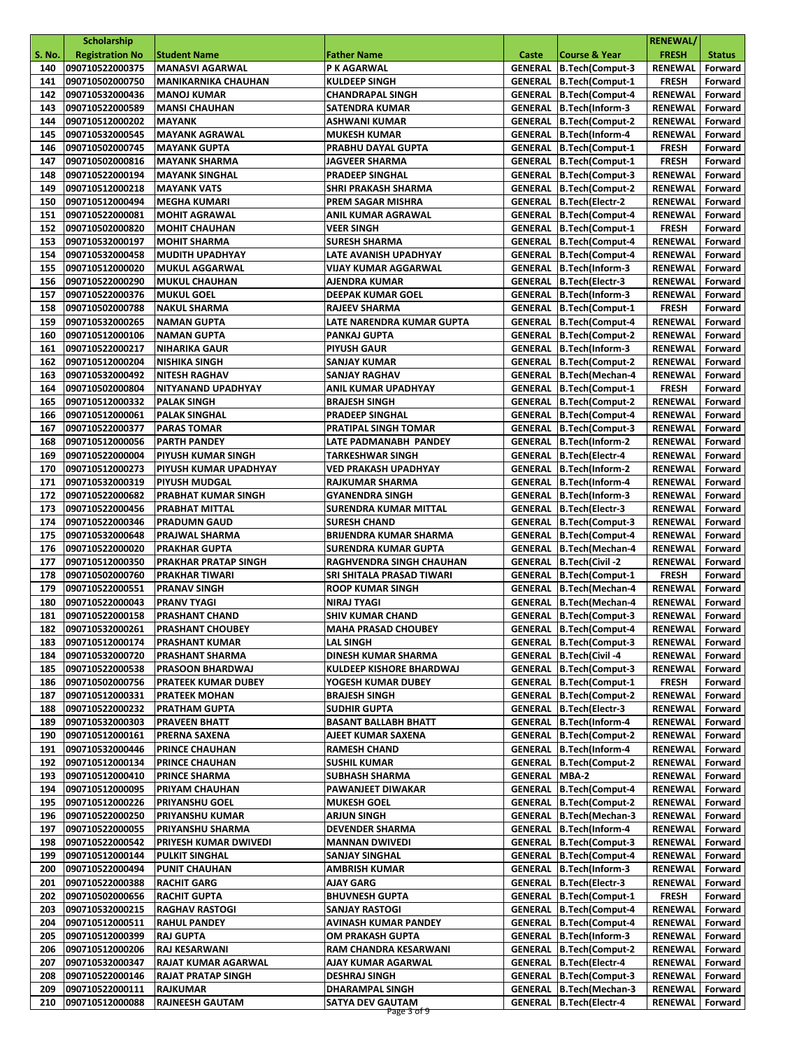| S. No. | Scholarship Registration No | Student Name | Father Name | Caste | Course & Year | RENEWAL/ FRESH | Status |
|---|---|---|---|---|---|---|---|
| 140 | 090710522000375 | MANASVI AGARWAL | P K AGARWAL | GENERAL | B.Tech(Comput-3 | RENEWAL | Forward |
| 141 | 090710502000750 | MANIKARNIKA CHAUHAN | KULDEEP SINGH | GENERAL | B.Tech(Comput-1 | FRESH | Forward |
| 142 | 090710532000436 | MANOJ KUMAR | CHANDRAPAL SINGH | GENERAL | B.Tech(Comput-4 | RENEWAL | Forward |
| 143 | 090710522000589 | MANSI CHAUHAN | SATENDRA KUMAR | GENERAL | B.Tech(Inform-3 | RENEWAL | Forward |
| 144 | 090710512000202 | MAYANK | ASHWANI KUMAR | GENERAL | B.Tech(Comput-2 | RENEWAL | Forward |
| 145 | 090710532000545 | MAYANK AGRAWAL | MUKESH KUMAR | GENERAL | B.Tech(Inform-4 | RENEWAL | Forward |
| 146 | 090710502000745 | MAYANK GUPTA | PRABHU DAYAL GUPTA | GENERAL | B.Tech(Comput-1 | FRESH | Forward |
| 147 | 090710502000816 | MAYANK SHARMA | JAGVEER SHARMA | GENERAL | B.Tech(Comput-1 | FRESH | Forward |
| 148 | 090710522000194 | MAYANK SINGHAL | PRADEEP SINGHAL | GENERAL | B.Tech(Comput-3 | RENEWAL | Forward |
| 149 | 090710512000218 | MAYANK VATS | SHRI PRAKASH SHARMA | GENERAL | B.Tech(Comput-2 | RENEWAL | Forward |
| 150 | 090710512000494 | MEGHA KUMARI | PREM SAGAR MISHRA | GENERAL | B.Tech(Electr-2 | RENEWAL | Forward |
| 151 | 090710522000081 | MOHIT AGRAWAL | ANIL KUMAR AGRAWAL | GENERAL | B.Tech(Comput-4 | RENEWAL | Forward |
| 152 | 090710502000820 | MOHIT CHAUHAN | VEER SINGH | GENERAL | B.Tech(Comput-1 | FRESH | Forward |
| 153 | 090710532000197 | MOHIT SHARMA | SURESH SHARMA | GENERAL | B.Tech(Comput-4 | RENEWAL | Forward |
| 154 | 090710532000458 | MUDITH UPADHYAY | LATE AVANISH UPADHYAY | GENERAL | B.Tech(Comput-4 | RENEWAL | Forward |
| 155 | 090710512000020 | MUKUL AGGARWAL | VIJAY KUMAR AGGARWAL | GENERAL | B.Tech(Inform-3 | RENEWAL | Forward |
| 156 | 090710522000290 | MUKUL CHAUHAN | AJENDRA KUMAR | GENERAL | B.Tech(Electr-3 | RENEWAL | Forward |
| 157 | 090710522000376 | MUKUL GOEL | DEEPAK KUMAR GOEL | GENERAL | B.Tech(Inform-3 | RENEWAL | Forward |
| 158 | 090710502000788 | NAKUL SHARMA | RAJEEV SHARMA | GENERAL | B.Tech(Comput-1 | FRESH | Forward |
| 159 | 090710532000265 | NAMAN GUPTA | LATE NARENDRA KUMAR GUPTA | GENERAL | B.Tech(Comput-4 | RENEWAL | Forward |
| 160 | 090710512000106 | NAMAN GUPTA | PANKAJ GUPTA | GENERAL | B.Tech(Comput-2 | RENEWAL | Forward |
| 161 | 090710522000217 | NIHARIKA GAUR | PIYUSH GAUR | GENERAL | B.Tech(Inform-3 | RENEWAL | Forward |
| 162 | 090710512000204 | NISHIKA SINGH | SANJAY KUMAR | GENERAL | B.Tech(Comput-2 | RENEWAL | Forward |
| 163 | 090710532000492 | NITESH RAGHAV | SANJAY RAGHAV | GENERAL | B.Tech(Mechan-4 | RENEWAL | Forward |
| 164 | 090710502000804 | NITYANAND UPADHYAY | ANIL KUMAR UPADHYAY | GENERAL | B.Tech(Comput-1 | FRESH | Forward |
| 165 | 090710512000332 | PALAK SINGH | BRAJESH SINGH | GENERAL | B.Tech(Comput-2 | RENEWAL | Forward |
| 166 | 090710512000061 | PALAK SINGHAL | PRADEEP SINGHAL | GENERAL | B.Tech(Comput-4 | RENEWAL | Forward |
| 167 | 090710522000377 | PARAS TOMAR | PRATIPAL SINGH TOMAR | GENERAL | B.Tech(Comput-3 | RENEWAL | Forward |
| 168 | 090710512000056 | PARTH PANDEY | LATE PADMANABH PANDEY | GENERAL | B.Tech(Inform-2 | RENEWAL | Forward |
| 169 | 090710522000004 | PIYUSH KUMAR SINGH | TARKESHWAR SINGH | GENERAL | B.Tech(Electr-4 | RENEWAL | Forward |
| 170 | 090710512000273 | PIYUSH KUMAR UPADHYAY | VED PRAKASH UPADHYAY | GENERAL | B.Tech(Inform-2 | RENEWAL | Forward |
| 171 | 090710532000319 | PIYUSH MUDGAL | RAJKUMAR SHARMA | GENERAL | B.Tech(Inform-4 | RENEWAL | Forward |
| 172 | 090710522000682 | PRABHAT KUMAR SINGH | GYANENDRA SINGH | GENERAL | B.Tech(Inform-3 | RENEWAL | Forward |
| 173 | 090710522000456 | PRABHAT MITTAL | SURENDRA KUMAR MITTAL | GENERAL | B.Tech(Electr-3 | RENEWAL | Forward |
| 174 | 090710522000346 | PRADUMN GAUD | SURESH CHAND | GENERAL | B.Tech(Comput-3 | RENEWAL | Forward |
| 175 | 090710532000648 | PRAJWAL SHARMA | BRIJENDRA KUMAR SHARMA | GENERAL | B.Tech(Comput-4 | RENEWAL | Forward |
| 176 | 090710522000020 | PRAKHAR GUPTA | SURENDRA KUMAR GUPTA | GENERAL | B.Tech(Mechan-4 | RENEWAL | Forward |
| 177 | 090710512000350 | PRAKHAR PRATAP SINGH | RAGHVENDRA SINGH CHAUHAN | GENERAL | B.Tech(Civil -2 | RENEWAL | Forward |
| 178 | 090710502000760 | PRAKHAR TIWARI | SRI SHITALA PRASAD TIWARI | GENERAL | B.Tech(Comput-1 | FRESH | Forward |
| 179 | 090710522000551 | PRANAV SINGH | ROOP KUMAR SINGH | GENERAL | B.Tech(Mechan-4 | RENEWAL | Forward |
| 180 | 090710522000043 | PRANV TYAGI | NIRAJ TYAGI | GENERAL | B.Tech(Mechan-4 | RENEWAL | Forward |
| 181 | 090710522000158 | PRASHANT CHAND | SHIV KUMAR CHAND | GENERAL | B.Tech(Comput-3 | RENEWAL | Forward |
| 182 | 090710532000261 | PRASHANT CHOUBEY | MAHA PRASAD CHOUBEY | GENERAL | B.Tech(Comput-4 | RENEWAL | Forward |
| 183 | 090710512000174 | PRASHANT KUMAR | LAL SINGH | GENERAL | B.Tech(Comput-3 | RENEWAL | Forward |
| 184 | 090710532000720 | PRASHANT SHARMA | DINESH KUMAR SHARMA | GENERAL | B.Tech(Civil -4 | RENEWAL | Forward |
| 185 | 090710522000538 | PRASOON BHARDWAJ | KULDEEP KISHORE BHARDWAJ | GENERAL | B.Tech(Comput-3 | RENEWAL | Forward |
| 186 | 090710502000756 | PRATEEK KUMAR DUBEY | YOGESH KUMAR DUBEY | GENERAL | B.Tech(Comput-1 | FRESH | Forward |
| 187 | 090710512000331 | PRATEEK MOHAN | BRAJESH SINGH | GENERAL | B.Tech(Comput-2 | RENEWAL | Forward |
| 188 | 090710522000232 | PRATHAM GUPTA | SUDHIR GUPTA | GENERAL | B.Tech(Electr-3 | RENEWAL | Forward |
| 189 | 090710532000303 | PRAVEEN BHATT | BASANT BALLABH BHATT | GENERAL | B.Tech(Inform-4 | RENEWAL | Forward |
| 190 | 090710512000161 | PRERNA SAXENA | AJEET KUMAR SAXENA | GENERAL | B.Tech(Comput-2 | RENEWAL | Forward |
| 191 | 090710532000446 | PRINCE CHAUHAN | RAMESH CHAND | GENERAL | B.Tech(Inform-4 | RENEWAL | Forward |
| 192 | 090710512000134 | PRINCE CHAUHAN | SUSHIL KUMAR | GENERAL | B.Tech(Comput-2 | RENEWAL | Forward |
| 193 | 090710512000410 | PRINCE SHARMA | SUBHASH SHARMA | GENERAL | MBA-2 | RENEWAL | Forward |
| 194 | 090710512000095 | PRIYAM CHAUHAN | PAWANJEET DIWAKAR | GENERAL | B.Tech(Comput-4 | RENEWAL | Forward |
| 195 | 090710512000226 | PRIYANSHU GOEL | MUKESH GOEL | GENERAL | B.Tech(Comput-2 | RENEWAL | Forward |
| 196 | 090710522000250 | PRIYANSHU KUMAR | ARJUN SINGH | GENERAL | B.Tech(Mechan-3 | RENEWAL | Forward |
| 197 | 090710522000055 | PRIYANSHU SHARMA | DEVENDER SHARMA | GENERAL | B.Tech(Inform-4 | RENEWAL | Forward |
| 198 | 090710522000542 | PRIYESH KUMAR DWIVEDI | MANNAN DWIVEDI | GENERAL | B.Tech(Comput-3 | RENEWAL | Forward |
| 199 | 090710512000144 | PULKIT SINGHAL | SANJAY SINGHAL | GENERAL | B.Tech(Comput-4 | RENEWAL | Forward |
| 200 | 090710522000494 | PUNIT CHAUHAN | AMBRISH KUMAR | GENERAL | B.Tech(Inform-3 | RENEWAL | Forward |
| 201 | 090710522000388 | RACHIT GARG | AJAY GARG | GENERAL | B.Tech(Electr-3 | RENEWAL | Forward |
| 202 | 090710502000656 | RACHIT GUPTA | BHUVNESH GUPTA | GENERAL | B.Tech(Comput-1 | FRESH | Forward |
| 203 | 090710532000215 | RAGHAV RASTOGI | SANJAY RASTOGI | GENERAL | B.Tech(Comput-4 | RENEWAL | Forward |
| 204 | 090710532000511 | RAHUL PANDEY | AVINASH KUMAR PANDEY | GENERAL | B.Tech(Comput-4 | RENEWAL | Forward |
| 205 | 090710512000399 | RAJ GUPTA | OM PRAKASH GUPTA | GENERAL | B.Tech(Inform-3 | RENEWAL | Forward |
| 206 | 090710512000206 | RAJ KESARWANI | RAM CHANDRA KESARWANI | GENERAL | B.Tech(Comput-2 | RENEWAL | Forward |
| 207 | 090710532000347 | RAJAT KUMAR AGARWAL | AJAY KUMAR AGARWAL | GENERAL | B.Tech(Electr-4 | RENEWAL | Forward |
| 208 | 090710522000146 | RAJAT PRATAP SINGH | DESHRAJ SINGH | GENERAL | B.Tech(Comput-3 | RENEWAL | Forward |
| 209 | 090710522000111 | RAJKUMAR | DHARAMPAL SINGH | GENERAL | B.Tech(Mechan-3 | RENEWAL | Forward |
| 210 | 090710512000088 | RAJNEESH GAUTAM | SATYA DEV GAUTAM | GENERAL | B.Tech(Electr-4 | RENEWAL | Forward |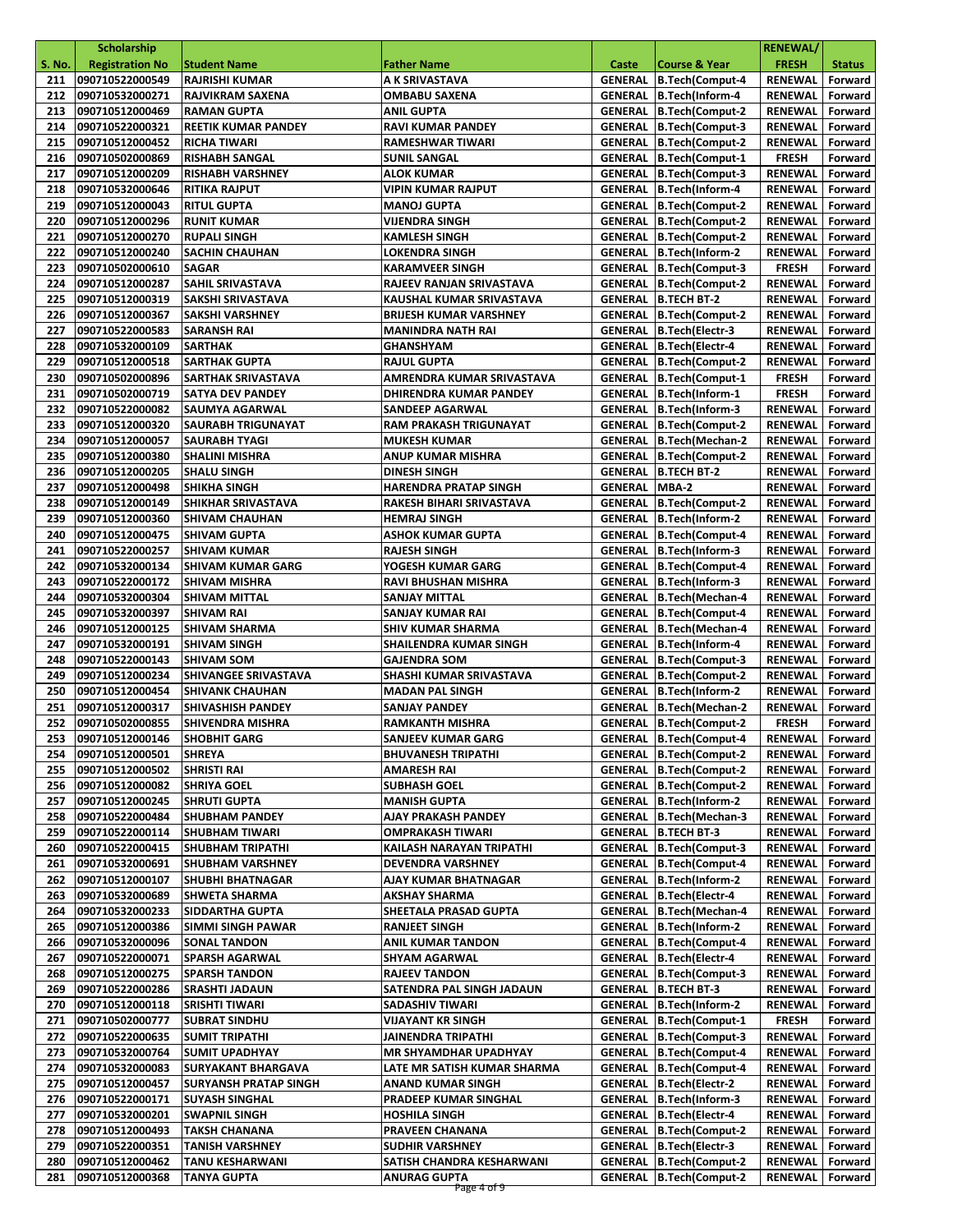| S. No. | Scholarship Registration No | Student Name | Father Name | Caste | Course & Year | RENEWAL/ FRESH | Status |
|---|---|---|---|---|---|---|---|
| 211 | 090710522000549 | RAJRISHI KUMAR | A K SRIVASTAVA | GENERAL | B.Tech(Comput-4 | RENEWAL | Forward |
| 212 | 090710532000271 | RAJVIKRAM SAXENA | OMBABU SAXENA | GENERAL | B.Tech(Inform-4 | RENEWAL | Forward |
| 213 | 090710512000469 | RAMAN GUPTA | ANIL GUPTA | GENERAL | B.Tech(Comput-2 | RENEWAL | Forward |
| 214 | 090710522000321 | REETIK KUMAR PANDEY | RAVI KUMAR PANDEY | GENERAL | B.Tech(Comput-3 | RENEWAL | Forward |
| 215 | 090710512000452 | RICHA TIWARI | RAMESHWAR TIWARI | GENERAL | B.Tech(Comput-2 | RENEWAL | Forward |
| 216 | 090710502000869 | RISHABH SANGAL | SUNIL SANGAL | GENERAL | B.Tech(Comput-1 | FRESH | Forward |
| 217 | 090710512000209 | RISHABH VARSHNEY | ALOK KUMAR | GENERAL | B.Tech(Comput-3 | RENEWAL | Forward |
| 218 | 090710532000646 | RITIKA RAJPUT | VIPIN KUMAR RAJPUT | GENERAL | B.Tech(Inform-4 | RENEWAL | Forward |
| 219 | 090710512000043 | RITUL GUPTA | MANOJ GUPTA | GENERAL | B.Tech(Comput-2 | RENEWAL | Forward |
| 220 | 090710512000296 | RUNIT KUMAR | VIJENDRA SINGH | GENERAL | B.Tech(Comput-2 | RENEWAL | Forward |
| 221 | 090710512000270 | RUPALI SINGH | KAMLESH SINGH | GENERAL | B.Tech(Comput-2 | RENEWAL | Forward |
| 222 | 090710512000240 | SACHIN CHAUHAN | LOKENDRA SINGH | GENERAL | B.Tech(Inform-2 | RENEWAL | Forward |
| 223 | 090710502000610 | SAGAR | KARAMVEER SINGH | GENERAL | B.Tech(Comput-3 | FRESH | Forward |
| 224 | 090710512000287 | SAHIL SRIVASTAVA | RAJEEV RANJAN SRIVASTAVA | GENERAL | B.Tech(Comput-2 | RENEWAL | Forward |
| 225 | 090710512000319 | SAKSHI SRIVASTAVA | KAUSHAL KUMAR SRIVASTAVA | GENERAL | B.TECH BT-2 | RENEWAL | Forward |
| 226 | 090710512000367 | SAKSHI VARSHNEY | BRIJESH KUMAR VARSHNEY | GENERAL | B.Tech(Comput-2 | RENEWAL | Forward |
| 227 | 090710522000583 | SARANSH RAI | MANINDRA NATH RAI | GENERAL | B.Tech(Electr-3 | RENEWAL | Forward |
| 228 | 090710532000109 | SARTHAK | GHANSHYAM | GENERAL | B.Tech(Electr-4 | RENEWAL | Forward |
| 229 | 090710512000518 | SARTHAK GUPTA | RAJUL GUPTA | GENERAL | B.Tech(Comput-2 | RENEWAL | Forward |
| 230 | 090710502000896 | SARTHAK SRIVASTAVA | AMRENDRA KUMAR SRIVASTAVA | GENERAL | B.Tech(Comput-1 | FRESH | Forward |
| 231 | 090710502000719 | SATYA DEV PANDEY | DHIRENDRA KUMAR PANDEY | GENERAL | B.Tech(Inform-1 | FRESH | Forward |
| 232 | 090710522000082 | SAUMYA AGARWAL | SANDEEP AGARWAL | GENERAL | B.Tech(Inform-3 | RENEWAL | Forward |
| 233 | 090710512000320 | SAURABH TRIGUNAYAT | RAM PRAKASH TRIGUNAYAT | GENERAL | B.Tech(Comput-2 | RENEWAL | Forward |
| 234 | 090710512000057 | SAURABH TYAGI | MUKESH KUMAR | GENERAL | B.Tech(Mechan-2 | RENEWAL | Forward |
| 235 | 090710512000380 | SHALINI MISHRA | ANUP KUMAR MISHRA | GENERAL | B.Tech(Comput-2 | RENEWAL | Forward |
| 236 | 090710512000205 | SHALU SINGH | DINESH SINGH | GENERAL | B.TECH BT-2 | RENEWAL | Forward |
| 237 | 090710512000498 | SHIKHA SINGH | HARENDRA PRATAP SINGH | GENERAL | MBA-2 | RENEWAL | Forward |
| 238 | 090710512000149 | SHIKHAR SRIVASTAVA | RAKESH BIHARI SRIVASTAVA | GENERAL | B.Tech(Comput-2 | RENEWAL | Forward |
| 239 | 090710512000360 | SHIVAM CHAUHAN | HEMRAJ SINGH | GENERAL | B.Tech(Inform-2 | RENEWAL | Forward |
| 240 | 090710512000475 | SHIVAM GUPTA | ASHOK KUMAR GUPTA | GENERAL | B.Tech(Comput-4 | RENEWAL | Forward |
| 241 | 090710522000257 | SHIVAM KUMAR | RAJESH SINGH | GENERAL | B.Tech(Inform-3 | RENEWAL | Forward |
| 242 | 090710532000134 | SHIVAM KUMAR GARG | YOGESH KUMAR GARG | GENERAL | B.Tech(Comput-4 | RENEWAL | Forward |
| 243 | 090710522000172 | SHIVAM MISHRA | RAVI BHUSHAN MISHRA | GENERAL | B.Tech(Inform-3 | RENEWAL | Forward |
| 244 | 090710532000304 | SHIVAM MITTAL | SANJAY MITTAL | GENERAL | B.Tech(Mechan-4 | RENEWAL | Forward |
| 245 | 090710532000397 | SHIVAM RAI | SANJAY KUMAR RAI | GENERAL | B.Tech(Comput-4 | RENEWAL | Forward |
| 246 | 090710512000125 | SHIVAM SHARMA | SHIV KUMAR SHARMA | GENERAL | B.Tech(Mechan-4 | RENEWAL | Forward |
| 247 | 090710532000191 | SHIVAM SINGH | SHAILENDRA KUMAR SINGH | GENERAL | B.Tech(Inform-4 | RENEWAL | Forward |
| 248 | 090710522000143 | SHIVAM SOM | GAJENDRA SOM | GENERAL | B.Tech(Comput-3 | RENEWAL | Forward |
| 249 | 090710512000234 | SHIVANGEE SRIVASTAVA | SHASHI KUMAR SRIVASTAVA | GENERAL | B.Tech(Comput-2 | RENEWAL | Forward |
| 250 | 090710512000454 | SHIVANK CHAUHAN | MADAN PAL SINGH | GENERAL | B.Tech(Inform-2 | RENEWAL | Forward |
| 251 | 090710512000317 | SHIVASHISH PANDEY | SANJAY PANDEY | GENERAL | B.Tech(Mechan-2 | RENEWAL | Forward |
| 252 | 090710502000855 | SHIVENDRA MISHRA | RAMKANTH MISHRA | GENERAL | B.Tech(Comput-2 | FRESH | Forward |
| 253 | 090710512000146 | SHOBHIT GARG | SANJEEV KUMAR GARG | GENERAL | B.Tech(Comput-4 | RENEWAL | Forward |
| 254 | 090710512000501 | SHREYA | BHUVANESH TRIPATHI | GENERAL | B.Tech(Comput-2 | RENEWAL | Forward |
| 255 | 090710512000502 | SHRISTI RAI | AMARESH RAI | GENERAL | B.Tech(Comput-2 | RENEWAL | Forward |
| 256 | 090710512000082 | SHRIYA GOEL | SUBHASH GOEL | GENERAL | B.Tech(Comput-2 | RENEWAL | Forward |
| 257 | 090710512000245 | SHRUTI GUPTA | MANISH GUPTA | GENERAL | B.Tech(Inform-2 | RENEWAL | Forward |
| 258 | 090710522000484 | SHUBHAM PANDEY | AJAY PRAKASH PANDEY | GENERAL | B.Tech(Mechan-3 | RENEWAL | Forward |
| 259 | 090710522000114 | SHUBHAM TIWARI | OMPRAKASH TIWARI | GENERAL | B.TECH BT-3 | RENEWAL | Forward |
| 260 | 090710522000415 | SHUBHAM TRIPATHI | KAILASH NARAYAN TRIPATHI | GENERAL | B.Tech(Comput-3 | RENEWAL | Forward |
| 261 | 090710532000691 | SHUBHAM VARSHNEY | DEVENDRA VARSHNEY | GENERAL | B.Tech(Comput-4 | RENEWAL | Forward |
| 262 | 090710512000107 | SHUBHI BHATNAGAR | AJAY KUMAR BHATNAGAR | GENERAL | B.Tech(Inform-2 | RENEWAL | Forward |
| 263 | 090710532000689 | SHWETA SHARMA | AKSHAY SHARMA | GENERAL | B.Tech(Electr-4 | RENEWAL | Forward |
| 264 | 090710532000233 | SIDDARTHA GUPTA | SHEETALA PRASAD GUPTA | GENERAL | B.Tech(Mechan-4 | RENEWAL | Forward |
| 265 | 090710512000386 | SIMMI SINGH PAWAR | RANJEET SINGH | GENERAL | B.Tech(Inform-2 | RENEWAL | Forward |
| 266 | 090710532000096 | SONAL TANDON | ANIL KUMAR TANDON | GENERAL | B.Tech(Comput-4 | RENEWAL | Forward |
| 267 | 090710522000071 | SPARSH AGARWAL | SHYAM AGARWAL | GENERAL | B.Tech(Electr-4 | RENEWAL | Forward |
| 268 | 090710512000275 | SPARSH TANDON | RAJEEV TANDON | GENERAL | B.Tech(Comput-3 | RENEWAL | Forward |
| 269 | 090710522000286 | SRASHTI JADAUN | SATENDRA PAL SINGH JADAUN | GENERAL | B.TECH BT-3 | RENEWAL | Forward |
| 270 | 090710512000118 | SRISHTI TIWARI | SADASHIV TIWARI | GENERAL | B.Tech(Inform-2 | RENEWAL | Forward |
| 271 | 090710502000777 | SUBRAT SINDHU | VIJAYANT KR SINGH | GENERAL | B.Tech(Comput-1 | FRESH | Forward |
| 272 | 090710522000635 | SUMIT TRIPATHI | JAINENDRA TRIPATHI | GENERAL | B.Tech(Comput-3 | RENEWAL | Forward |
| 273 | 090710532000764 | SUMIT UPADHYAY | MR SHYAMDHAR UPADHYAY | GENERAL | B.Tech(Comput-4 | RENEWAL | Forward |
| 274 | 090710532000083 | SURYAKANT BHARGAVA | LATE MR SATISH KUMAR SHARMA | GENERAL | B.Tech(Comput-4 | RENEWAL | Forward |
| 275 | 090710512000457 | SURYANSH PRATAP SINGH | ANAND KUMAR SINGH | GENERAL | B.Tech(Electr-2 | RENEWAL | Forward |
| 276 | 090710522000171 | SUYASH SINGHAL | PRADEEP KUMAR SINGHAL | GENERAL | B.Tech(Inform-3 | RENEWAL | Forward |
| 277 | 090710532000201 | SWAPNIL SINGH | HOSHILA SINGH | GENERAL | B.Tech(Electr-4 | RENEWAL | Forward |
| 278 | 090710512000493 | TAKSH CHANANA | PRAVEEN CHANANA | GENERAL | B.Tech(Comput-2 | RENEWAL | Forward |
| 279 | 090710522000351 | TANISH VARSHNEY | SUDHIR VARSHNEY | GENERAL | B.Tech(Electr-3 | RENEWAL | Forward |
| 280 | 090710512000462 | TANU KESHARWANI | SATISH CHANDRA KESHARWANI | GENERAL | B.Tech(Comput-2 | RENEWAL | Forward |
| 281 | 090710512000368 | TANYA GUPTA | ANURAG GUPTA | GENERAL | B.Tech(Comput-2 | RENEWAL | Forward |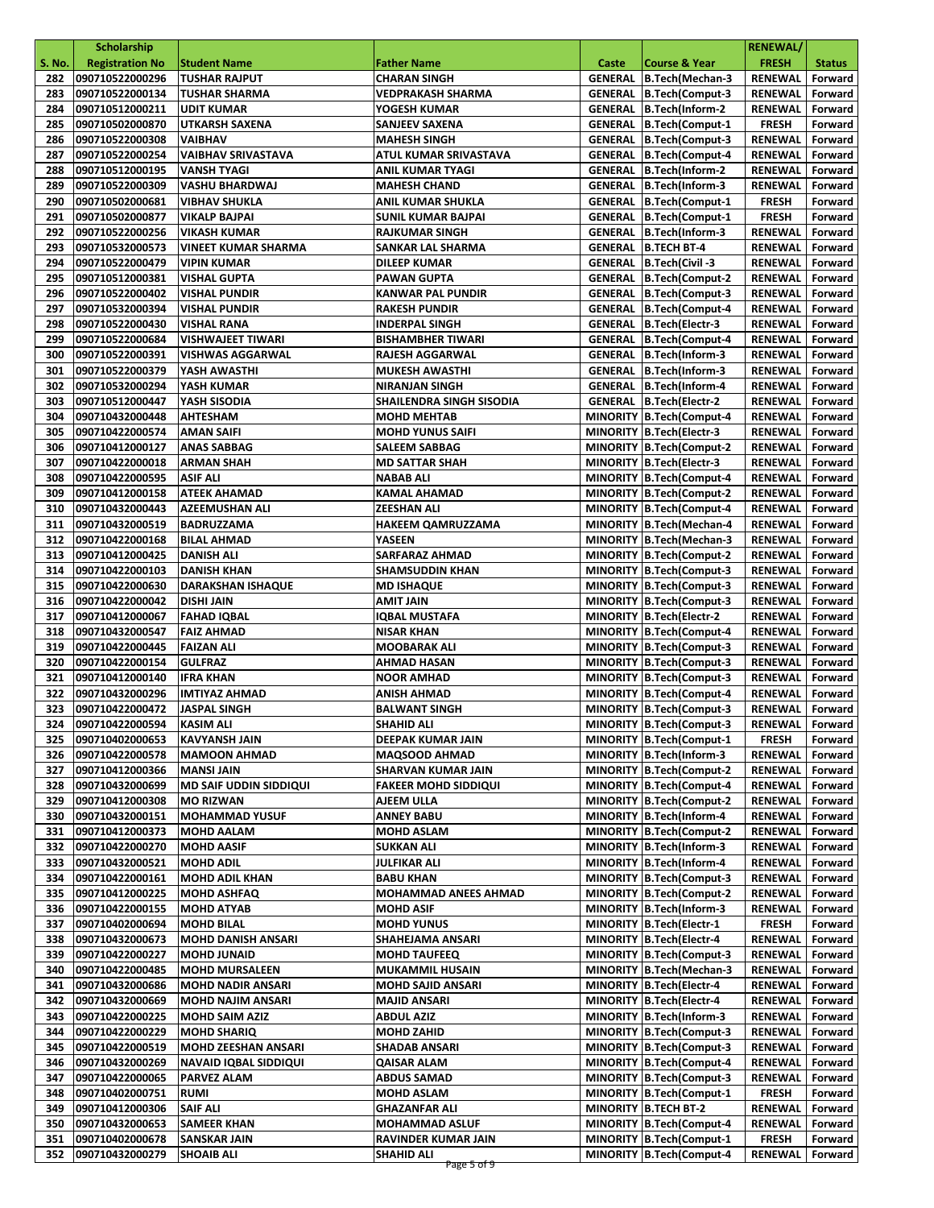| S. No. | Scholarship Registration No | Student Name | Father Name | Caste | Course & Year | RENEWAL/ FRESH | Status |
|---|---|---|---|---|---|---|---|
| 282 | 090710522000296 | TUSHAR RAJPUT | CHARAN SINGH | GENERAL | B.Tech(Mechan-3 | RENEWAL | Forward |
| 283 | 090710522000134 | TUSHAR SHARMA | VEDPRAKASH SHARMA | GENERAL | B.Tech(Comput-3 | RENEWAL | Forward |
| 284 | 090710512000211 | UDIT KUMAR | YOGESH KUMAR | GENERAL | B.Tech(Inform-2 | RENEWAL | Forward |
| 285 | 090710502000870 | UTKARSH SAXENA | SANJEEV SAXENA | GENERAL | B.Tech(Comput-1 | FRESH | Forward |
| 286 | 090710522000308 | VAIBHAV | MAHESH SINGH | GENERAL | B.Tech(Comput-3 | RENEWAL | Forward |
| 287 | 090710522000254 | VAIBHAV SRIVASTAVA | ATUL KUMAR SRIVASTAVA | GENERAL | B.Tech(Comput-4 | RENEWAL | Forward |
| 288 | 090710512000195 | VANSH TYAGI | ANIL KUMAR TYAGI | GENERAL | B.Tech(Inform-2 | RENEWAL | Forward |
| 289 | 090710522000309 | VASHU BHARDWAJ | MAHESH CHAND | GENERAL | B.Tech(Inform-3 | RENEWAL | Forward |
| 290 | 090710502000681 | VIBHAV SHUKLA | ANIL KUMAR SHUKLA | GENERAL | B.Tech(Comput-1 | FRESH | Forward |
| 291 | 090710502000877 | VIKALP BAJPAI | SUNIL KUMAR BAJPAI | GENERAL | B.Tech(Comput-1 | FRESH | Forward |
| 292 | 090710522000256 | VIKASH KUMAR | RAJKUMAR SINGH | GENERAL | B.Tech(Inform-3 | RENEWAL | Forward |
| 293 | 090710532000573 | VINEET KUMAR SHARMA | SANKAR LAL SHARMA | GENERAL | B.TECH BT-4 | RENEWAL | Forward |
| 294 | 090710522000479 | VIPIN KUMAR | DILEEP KUMAR | GENERAL | B.Tech(Civil -3 | RENEWAL | Forward |
| 295 | 090710512000381 | VISHAL GUPTA | PAWAN GUPTA | GENERAL | B.Tech(Comput-2 | RENEWAL | Forward |
| 296 | 090710522000402 | VISHAL PUNDIR | KANWAR PAL PUNDIR | GENERAL | B.Tech(Comput-3 | RENEWAL | Forward |
| 297 | 090710532000394 | VISHAL PUNDIR | RAKESH PUNDIR | GENERAL | B.Tech(Comput-4 | RENEWAL | Forward |
| 298 | 090710522000430 | VISHAL RANA | INDERPAL SINGH | GENERAL | B.Tech(Electr-3 | RENEWAL | Forward |
| 299 | 090710522000684 | VISHWAJEET TIWARI | BISHAMBHER TIWARI | GENERAL | B.Tech(Comput-4 | RENEWAL | Forward |
| 300 | 090710522000391 | VISHWAS AGGARWAL | RAJESH AGGARWAL | GENERAL | B.Tech(Inform-3 | RENEWAL | Forward |
| 301 | 090710522000379 | YASH AWASTHI | MUKESH AWASTHI | GENERAL | B.Tech(Inform-3 | RENEWAL | Forward |
| 302 | 090710532000294 | YASH KUMAR | NIRANJAN SINGH | GENERAL | B.Tech(Inform-4 | RENEWAL | Forward |
| 303 | 090710512000447 | YASH SISODIA | SHAILENDRA SINGH SISODIA | GENERAL | B.Tech(Electr-2 | RENEWAL | Forward |
| 304 | 090710432000448 | AHTESHAM | MOHD MEHTAB | MINORITY | B.Tech(Comput-4 | RENEWAL | Forward |
| 305 | 090710422000574 | AMAN SAIFI | MOHD YUNUS SAIFI | MINORITY | B.Tech(Electr-3 | RENEWAL | Forward |
| 306 | 090710412000127 | ANAS SABBAG | SALEEM SABBAG | MINORITY | B.Tech(Comput-2 | RENEWAL | Forward |
| 307 | 090710422000018 | ARMAN SHAH | MD SATTAR SHAH | MINORITY | B.Tech(Electr-3 | RENEWAL | Forward |
| 308 | 090710422000595 | ASIF ALI | NABAB ALI | MINORITY | B.Tech(Comput-4 | RENEWAL | Forward |
| 309 | 090710412000158 | ATEEK AHAMAD | KAMAL AHAMAD | MINORITY | B.Tech(Comput-2 | RENEWAL | Forward |
| 310 | 090710432000443 | AZEEMUSHAN ALI | ZEESHAN ALI | MINORITY | B.Tech(Comput-4 | RENEWAL | Forward |
| 311 | 090710432000519 | BADRUZZAMA | HAKEEM QAMRUZZAMA | MINORITY | B.Tech(Mechan-4 | RENEWAL | Forward |
| 312 | 090710422000168 | BILAL AHMAD | YASEEN | MINORITY | B.Tech(Mechan-3 | RENEWAL | Forward |
| 313 | 090710412000425 | DANISH ALI | SARFARAZ AHMAD | MINORITY | B.Tech(Comput-2 | RENEWAL | Forward |
| 314 | 090710422000103 | DANISH KHAN | SHAMSUDDIN KHAN | MINORITY | B.Tech(Comput-3 | RENEWAL | Forward |
| 315 | 090710422000630 | DARAKSHAN ISHAQUE | MD ISHAQUE | MINORITY | B.Tech(Comput-3 | RENEWAL | Forward |
| 316 | 090710422000042 | DISHI JAIN | AMIT JAIN | MINORITY | B.Tech(Comput-3 | RENEWAL | Forward |
| 317 | 090710412000067 | FAHAD IQBAL | IQBAL MUSTAFA | MINORITY | B.Tech(Electr-2 | RENEWAL | Forward |
| 318 | 090710432000547 | FAIZ AHMAD | NISAR KHAN | MINORITY | B.Tech(Comput-4 | RENEWAL | Forward |
| 319 | 090710422000445 | FAIZAN ALI | MOOBARAK ALI | MINORITY | B.Tech(Comput-3 | RENEWAL | Forward |
| 320 | 090710422000154 | GULFRAZ | AHMAD HASAN | MINORITY | B.Tech(Comput-3 | RENEWAL | Forward |
| 321 | 090710412000140 | IFRA KHAN | NOOR AMHAD | MINORITY | B.Tech(Comput-3 | RENEWAL | Forward |
| 322 | 090710432000296 | IMTIYAZ AHMAD | ANISH AHMAD | MINORITY | B.Tech(Comput-4 | RENEWAL | Forward |
| 323 | 090710422000472 | JASPAL SINGH | BALWANT SINGH | MINORITY | B.Tech(Comput-3 | RENEWAL | Forward |
| 324 | 090710422000594 | KASIM ALI | SHAHID ALI | MINORITY | B.Tech(Comput-3 | RENEWAL | Forward |
| 325 | 090710402000653 | KAVYANSH JAIN | DEEPAK KUMAR JAIN | MINORITY | B.Tech(Comput-1 | FRESH | Forward |
| 326 | 090710422000578 | MAMOON AHMAD | MAQSOOD AHMAD | MINORITY | B.Tech(Inform-3 | RENEWAL | Forward |
| 327 | 090710412000366 | MANSI JAIN | SHARVAN KUMAR JAIN | MINORITY | B.Tech(Comput-2 | RENEWAL | Forward |
| 328 | 090710432000699 | MD SAIF UDDIN SIDDIQUI | FAKEER MOHD SIDDIQUI | MINORITY | B.Tech(Comput-4 | RENEWAL | Forward |
| 329 | 090710412000308 | MO RIZWAN | AJEEM ULLA | MINORITY | B.Tech(Comput-2 | RENEWAL | Forward |
| 330 | 090710432000151 | MOHAMMAD YUSUF | ANNEY BABU | MINORITY | B.Tech(Inform-4 | RENEWAL | Forward |
| 331 | 090710412000373 | MOHD AALAM | MOHD ASLAM | MINORITY | B.Tech(Comput-2 | RENEWAL | Forward |
| 332 | 090710422000270 | MOHD AASIF | SUKKAN ALI | MINORITY | B.Tech(Inform-3 | RENEWAL | Forward |
| 333 | 090710432000521 | MOHD ADIL | JULFIKAR ALI | MINORITY | B.Tech(Inform-4 | RENEWAL | Forward |
| 334 | 090710422000161 | MOHD ADIL KHAN | BABU KHAN | MINORITY | B.Tech(Comput-3 | RENEWAL | Forward |
| 335 | 090710412000225 | MOHD ASHFAQ | MOHAMMAD ANEES AHMAD | MINORITY | B.Tech(Comput-2 | RENEWAL | Forward |
| 336 | 090710422000155 | MOHD ATYAB | MOHD ASIF | MINORITY | B.Tech(Inform-3 | RENEWAL | Forward |
| 337 | 090710402000694 | MOHD BILAL | MOHD YUNUS | MINORITY | B.Tech(Electr-1 | FRESH | Forward |
| 338 | 090710432000673 | MOHD DANISH ANSARI | SHAHEJAMA ANSARI | MINORITY | B.Tech(Electr-4 | RENEWAL | Forward |
| 339 | 090710422000227 | MOHD JUNAID | MOHD TAUFEEQ | MINORITY | B.Tech(Comput-3 | RENEWAL | Forward |
| 340 | 090710422000485 | MOHD MURSALEEN | MUKAMMIL HUSAIN | MINORITY | B.Tech(Mechan-3 | RENEWAL | Forward |
| 341 | 090710432000686 | MOHD NADIR ANSARI | MOHD SAJID ANSARI | MINORITY | B.Tech(Electr-4 | RENEWAL | Forward |
| 342 | 090710432000669 | MOHD NAJIM ANSARI | MAJID ANSARI | MINORITY | B.Tech(Electr-4 | RENEWAL | Forward |
| 343 | 090710422000225 | MOHD SAIM AZIZ | ABDUL AZIZ | MINORITY | B.Tech(Inform-3 | RENEWAL | Forward |
| 344 | 090710422000229 | MOHD SHARIQ | MOHD ZAHID | MINORITY | B.Tech(Comput-3 | RENEWAL | Forward |
| 345 | 090710422000519 | MOHD ZEESHAN ANSARI | SHADAB ANSARI | MINORITY | B.Tech(Comput-3 | RENEWAL | Forward |
| 346 | 090710432000269 | NAVAID IQBAL SIDDIQUI | QAISAR ALAM | MINORITY | B.Tech(Comput-4 | RENEWAL | Forward |
| 347 | 090710422000065 | PARVEZ ALAM | ABDUS SAMAD | MINORITY | B.Tech(Comput-3 | RENEWAL | Forward |
| 348 | 090710402000751 | RUMI | MOHD ASLAM | MINORITY | B.Tech(Comput-1 | FRESH | Forward |
| 349 | 090710412000306 | SAIF ALI | GHAZANFAR ALI | MINORITY | B.TECH BT-2 | RENEWAL | Forward |
| 350 | 090710432000653 | SAMEER KHAN | MOHAMMAD ASLUF | MINORITY | B.Tech(Comput-4 | RENEWAL | Forward |
| 351 | 090710402000678 | SANSKAR JAIN | RAVINDER KUMAR JAIN | MINORITY | B.Tech(Comput-1 | FRESH | Forward |
| 352 | 090710432000279 | SHOAIB ALI | SHAHID ALI | MINORITY | B.Tech(Comput-4 | RENEWAL | Forward |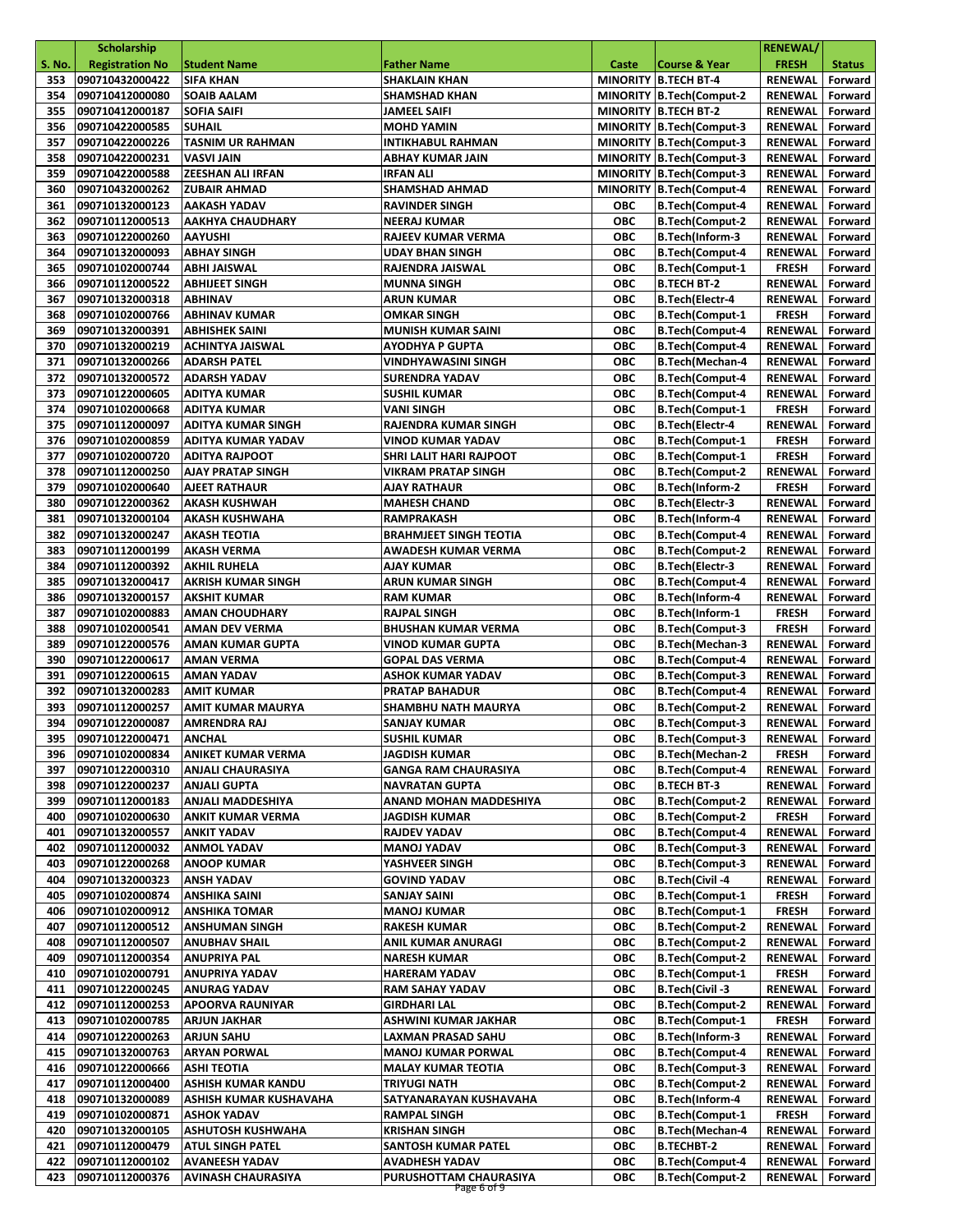| S. No. | Scholarship Registration No | Student Name | Father Name | Caste | Course & Year | RENEWAL/ FRESH | Status |
|---|---|---|---|---|---|---|---|
| 353 | 090710432000422 | SIFA KHAN | SHAKLAIN KHAN | MINORITY | B.TECH BT-4 | RENEWAL | Forward |
| 354 | 090710412000080 | SOAIB AALAM | SHAMSHAD KHAN | MINORITY | B.Tech(Comput-2 | RENEWAL | Forward |
| 355 | 090710412000187 | SOFIA SAIFI | JAMEEL SAIFI | MINORITY | B.TECH BT-2 | RENEWAL | Forward |
| 356 | 090710422000585 | SUHAIL | MOHD YAMIN | MINORITY | B.Tech(Comput-3 | RENEWAL | Forward |
| 357 | 090710422000226 | TASNIM UR RAHMAN | INTIKHABUL RAHMAN | MINORITY | B.Tech(Comput-3 | RENEWAL | Forward |
| 358 | 090710422000231 | VASVI JAIN | ABHAY KUMAR JAIN | MINORITY | B.Tech(Comput-3 | RENEWAL | Forward |
| 359 | 090710422000588 | ZEESHAN ALI IRFAN | IRFAN ALI | MINORITY | B.Tech(Comput-3 | RENEWAL | Forward |
| 360 | 090710432000262 | ZUBAIR AHMAD | SHAMSHAD AHMAD | MINORITY | B.Tech(Comput-4 | RENEWAL | Forward |
| 361 | 090710132000123 | AAKASH YADAV | RAVINDER SINGH | OBC | B.Tech(Comput-4 | RENEWAL | Forward |
| 362 | 090710112000513 | AAKHYA CHAUDHARY | NEERAJ KUMAR | OBC | B.Tech(Comput-2 | RENEWAL | Forward |
| 363 | 090710122000260 | AAYUSHI | RAJEEV KUMAR VERMA | OBC | B.Tech(Inform-3 | RENEWAL | Forward |
| 364 | 090710132000093 | ABHAY SINGH | UDAY BHAN SINGH | OBC | B.Tech(Comput-4 | RENEWAL | Forward |
| 365 | 090710102000744 | ABHI JAISWAL | RAJENDRA JAISWAL | OBC | B.Tech(Comput-1 | FRESH | Forward |
| 366 | 090710112000522 | ABHIJEET SINGH | MUNNA SINGH | OBC | B.TECH BT-2 | RENEWAL | Forward |
| 367 | 090710132000318 | ABHINAV | ARUN KUMAR | OBC | B.Tech(Electr-4 | RENEWAL | Forward |
| 368 | 090710102000766 | ABHINAV KUMAR | OMKAR SINGH | OBC | B.Tech(Comput-1 | FRESH | Forward |
| 369 | 090710132000391 | ABHISHEK SAINI | MUNISH KUMAR SAINI | OBC | B.Tech(Comput-4 | RENEWAL | Forward |
| 370 | 090710132000219 | ACHINTYA JAISWAL | AYODHYA P GUPTA | OBC | B.Tech(Comput-4 | RENEWAL | Forward |
| 371 | 090710132000266 | ADARSH PATEL | VINDHYAWASINI SINGH | OBC | B.Tech(Mechan-4 | RENEWAL | Forward |
| 372 | 090710132000572 | ADARSH YADAV | SURENDRA YADAV | OBC | B.Tech(Comput-4 | RENEWAL | Forward |
| 373 | 090710122000605 | ADITYA KUMAR | SUSHIL KUMAR | OBC | B.Tech(Comput-4 | RENEWAL | Forward |
| 374 | 090710102000668 | ADITYA KUMAR | VANI SINGH | OBC | B.Tech(Comput-1 | FRESH | Forward |
| 375 | 090710112000097 | ADITYA KUMAR SINGH | RAJENDRA KUMAR SINGH | OBC | B.Tech(Electr-4 | RENEWAL | Forward |
| 376 | 090710102000859 | ADITYA KUMAR YADAV | VINOD KUMAR YADAV | OBC | B.Tech(Comput-1 | FRESH | Forward |
| 377 | 090710102000720 | ADITYA RAJPOOT | SHRI LALIT HARI RAJPOOT | OBC | B.Tech(Comput-1 | FRESH | Forward |
| 378 | 090710112000250 | AJAY PRATAP SINGH | VIKRAM PRATAP SINGH | OBC | B.Tech(Comput-2 | RENEWAL | Forward |
| 379 | 090710102000640 | AJEET RATHAUR | AJAY RATHAUR | OBC | B.Tech(Inform-2 | FRESH | Forward |
| 380 | 090710122000362 | AKASH KUSHWAH | MAHESH CHAND | OBC | B.Tech(Electr-3 | RENEWAL | Forward |
| 381 | 090710132000104 | AKASH KUSHWAHA | RAMPRAKASH | OBC | B.Tech(Inform-4 | RENEWAL | Forward |
| 382 | 090710132000247 | AKASH TEOTIA | BRAHMJEET SINGH TEOTIA | OBC | B.Tech(Comput-4 | RENEWAL | Forward |
| 383 | 090710112000199 | AKASH VERMA | AWADESH KUMAR VERMA | OBC | B.Tech(Comput-2 | RENEWAL | Forward |
| 384 | 090710112000392 | AKHIL RUHELA | AJAY KUMAR | OBC | B.Tech(Electr-3 | RENEWAL | Forward |
| 385 | 090710132000417 | AKRISH KUMAR SINGH | ARUN KUMAR SINGH | OBC | B.Tech(Comput-4 | RENEWAL | Forward |
| 386 | 090710132000157 | AKSHIT KUMAR | RAM KUMAR | OBC | B.Tech(Inform-4 | RENEWAL | Forward |
| 387 | 090710102000883 | AMAN CHOUDHARY | RAJPAL SINGH | OBC | B.Tech(Inform-1 | FRESH | Forward |
| 388 | 090710102000541 | AMAN DEV VERMA | BHUSHAN KUMAR VERMA | OBC | B.Tech(Comput-3 | FRESH | Forward |
| 389 | 090710122000576 | AMAN KUMAR GUPTA | VINOD KUMAR GUPTA | OBC | B.Tech(Mechan-3 | RENEWAL | Forward |
| 390 | 090710122000617 | AMAN VERMA | GOPAL DAS VERMA | OBC | B.Tech(Comput-4 | RENEWAL | Forward |
| 391 | 090710122000615 | AMAN YADAV | ASHOK KUMAR YADAV | OBC | B.Tech(Comput-3 | RENEWAL | Forward |
| 392 | 090710132000283 | AMIT KUMAR | PRATAP BAHADUR | OBC | B.Tech(Comput-4 | RENEWAL | Forward |
| 393 | 090710112000257 | AMIT KUMAR MAURYA | SHAMBHU NATH MAURYA | OBC | B.Tech(Comput-2 | RENEWAL | Forward |
| 394 | 090710122000087 | AMRENDRA RAJ | SANJAY KUMAR | OBC | B.Tech(Comput-3 | RENEWAL | Forward |
| 395 | 090710122000471 | ANCHAL | SUSHIL KUMAR | OBC | B.Tech(Comput-3 | RENEWAL | Forward |
| 396 | 090710102000834 | ANIKET KUMAR VERMA | JAGDISH KUMAR | OBC | B.Tech(Mechan-2 | FRESH | Forward |
| 397 | 090710122000310 | ANJALI CHAURASIYA | GANGA RAM CHAURASIYA | OBC | B.Tech(Comput-4 | RENEWAL | Forward |
| 398 | 090710122000237 | ANJALI GUPTA | NAVRATAN GUPTA | OBC | B.TECH BT-3 | RENEWAL | Forward |
| 399 | 090710112000183 | ANJALI MADDESHIYA | ANAND MOHAN MADDESHIYA | OBC | B.Tech(Comput-2 | RENEWAL | Forward |
| 400 | 090710102000630 | ANKIT KUMAR VERMA | JAGDISH KUMAR | OBC | B.Tech(Comput-2 | FRESH | Forward |
| 401 | 090710132000557 | ANKIT YADAV | RAJDEV YADAV | OBC | B.Tech(Comput-4 | RENEWAL | Forward |
| 402 | 090710112000032 | ANMOL YADAV | MANOJ YADAV | OBC | B.Tech(Comput-3 | RENEWAL | Forward |
| 403 | 090710122000268 | ANOOP KUMAR | YASHVEER SINGH | OBC | B.Tech(Comput-3 | RENEWAL | Forward |
| 404 | 090710132000323 | ANSH YADAV | GOVIND YADAV | OBC | B.Tech(Civil -4 | RENEWAL | Forward |
| 405 | 090710102000874 | ANSHIKA SAINI | SANJAY SAINI | OBC | B.Tech(Comput-1 | FRESH | Forward |
| 406 | 090710102000912 | ANSHIKA TOMAR | MANOJ KUMAR | OBC | B.Tech(Comput-1 | FRESH | Forward |
| 407 | 090710112000512 | ANSHUMAN SINGH | RAKESH KUMAR | OBC | B.Tech(Comput-2 | RENEWAL | Forward |
| 408 | 090710112000507 | ANUBHAV SHAIL | ANIL KUMAR ANURAGI | OBC | B.Tech(Comput-2 | RENEWAL | Forward |
| 409 | 090710112000354 | ANUPRIYA PAL | NARESH KUMAR | OBC | B.Tech(Comput-2 | RENEWAL | Forward |
| 410 | 090710102000791 | ANUPRIYA YADAV | HARERAM YADAV | OBC | B.Tech(Comput-1 | FRESH | Forward |
| 411 | 090710122000245 | ANURAG YADAV | RAM SAHAY YADAV | OBC | B.Tech(Civil -3 | RENEWAL | Forward |
| 412 | 090710112000253 | APOORVA RAUNIYAR | GIRDHARI LAL | OBC | B.Tech(Comput-2 | RENEWAL | Forward |
| 413 | 090710102000785 | ARJUN JAKHAR | ASHWINI KUMAR JAKHAR | OBC | B.Tech(Comput-1 | FRESH | Forward |
| 414 | 090710122000263 | ARJUN SAHU | LAXMAN PRASAD SAHU | OBC | B.Tech(Inform-3 | RENEWAL | Forward |
| 415 | 090710132000763 | ARYAN PORWAL | MANOJ KUMAR PORWAL | OBC | B.Tech(Comput-4 | RENEWAL | Forward |
| 416 | 090710122000666 | ASHI TEOTIA | MALAY KUMAR TEOTIA | OBC | B.Tech(Comput-3 | RENEWAL | Forward |
| 417 | 090710112000400 | ASHISH KUMAR KANDU | TRIYUGI NATH | OBC | B.Tech(Comput-2 | RENEWAL | Forward |
| 418 | 090710132000089 | ASHISH KUMAR KUSHAVAHA | SATYANARAYAN KUSHAVAHA | OBC | B.Tech(Inform-4 | RENEWAL | Forward |
| 419 | 090710102000871 | ASHOK YADAV | RAMPAL SINGH | OBC | B.Tech(Comput-1 | FRESH | Forward |
| 420 | 090710132000105 | ASHUTOSH KUSHWAHA | KRISHAN SINGH | OBC | B.Tech(Mechan-4 | RENEWAL | Forward |
| 421 | 090710112000479 | ATUL SINGH PATEL | SANTOSH KUMAR PATEL | OBC | B.TECHBT-2 | RENEWAL | Forward |
| 422 | 090710112000102 | AVANEESH YADAV | AVADHESH YADAV | OBC | B.Tech(Comput-4 | RENEWAL | Forward |
| 423 | 090710112000376 | AVINASH CHAURASIYA | PURUSHOTTAM CHAURASIYA | OBC | B.Tech(Comput-2 | RENEWAL | Forward |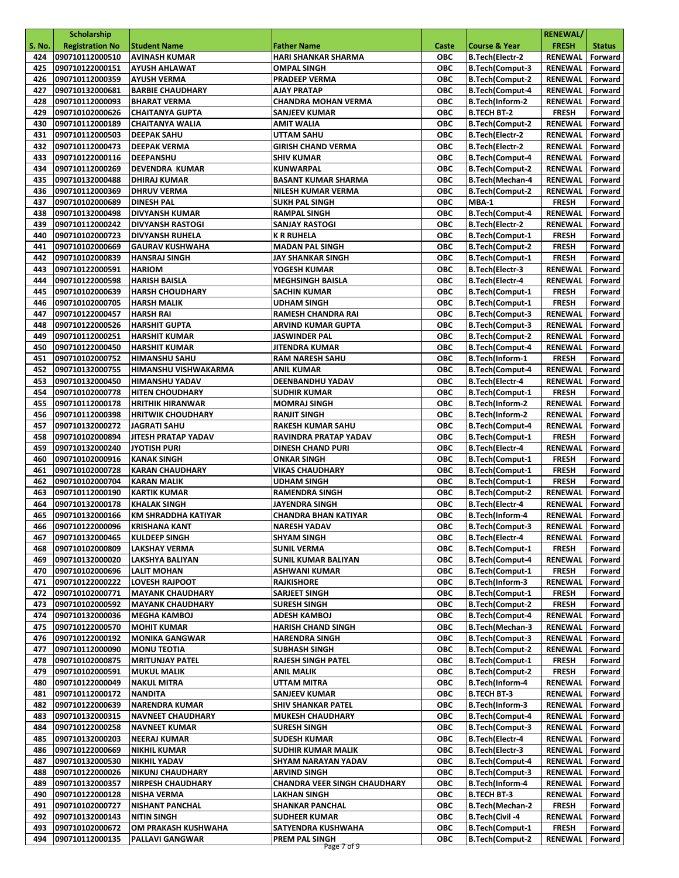| S. No. | Scholarship Registration No | Student Name | Father Name | Caste | Course & Year | RENEWAL/ FRESH | Status |
|---|---|---|---|---|---|---|---|
| 424 | 090710112000510 | AVINASH KUMAR | HARI SHANKAR SHARMA | OBC | B.Tech(Electr-2 | RENEWAL | Forward |
| 425 | 090710122000151 | AYUSH AHLAWAT | OMPAL SINGH | OBC | B.Tech(Comput-3 | RENEWAL | Forward |
| 426 | 090710112000359 | AYUSH VERMA | PRADEEP VERMA | OBC | B.Tech(Comput-2 | RENEWAL | Forward |
| 427 | 090710132000681 | BARBIE CHAUDHARY | AJAY PRATAP | OBC | B.Tech(Comput-4 | RENEWAL | Forward |
| 428 | 090710112000093 | BHARAT VERMA | CHANDRA MOHAN VERMA | OBC | B.Tech(Inform-2 | RENEWAL | Forward |
| 429 | 090710102000626 | CHAITANYA GUPTA | SANJEEV KUMAR | OBC | B.TECH BT-2 | FRESH | Forward |
| 430 | 090710112000189 | CHAITANYA WALIA | AMIT WALIA | OBC | B.Tech(Comput-2 | RENEWAL | Forward |
| 431 | 090710112000503 | DEEPAK SAHU | UTTAM SAHU | OBC | B.Tech(Electr-2 | RENEWAL | Forward |
| 432 | 090710112000473 | DEEPAK VERMA | GIRISH CHAND VERMA | OBC | B.Tech(Electr-2 | RENEWAL | Forward |
| 433 | 090710122000116 | DEEPANSHU | SHIV KUMAR | OBC | B.Tech(Comput-4 | RENEWAL | Forward |
| 434 | 090710112000269 | DEVENDRA KUMAR | KUNWARPAL | OBC | B.Tech(Comput-2 | RENEWAL | Forward |
| 435 | 090710132000488 | DHIRAJ KUMAR | BASANT KUMAR SHARMA | OBC | B.Tech(Mechan-4 | RENEWAL | Forward |
| 436 | 090710112000369 | DHRUV VERMA | NILESH KUMAR VERMA | OBC | B.Tech(Comput-2 | RENEWAL | Forward |
| 437 | 090710102000689 | DINESH PAL | SUKH PAL SINGH | OBC | MBA-1 | FRESH | Forward |
| 438 | 090710132000498 | DIVYANSH KUMAR | RAMPAL SINGH | OBC | B.Tech(Comput-4 | RENEWAL | Forward |
| 439 | 090710112000242 | DIVYANSH RASTOGI | SANJAY RASTOGI | OBC | B.Tech(Electr-2 | RENEWAL | Forward |
| 440 | 090710102000723 | DIVYANSH RUHELA | K R RUHELA | OBC | B.Tech(Comput-1 | FRESH | Forward |
| 441 | 090710102000669 | GAURAV KUSHWAHA | MADAN PAL SINGH | OBC | B.Tech(Comput-2 | FRESH | Forward |
| 442 | 090710102000839 | HANSRAJ SINGH | JAY SHANKAR SINGH | OBC | B.Tech(Comput-1 | FRESH | Forward |
| 443 | 090710122000591 | HARIOM | YOGESH KUMAR | OBC | B.Tech(Electr-3 | RENEWAL | Forward |
| 444 | 090710122000598 | HARISH BAISLA | MEGHSINGH BAISLA | OBC | B.Tech(Electr-4 | RENEWAL | Forward |
| 445 | 090710102000639 | HARSH CHOUDHARY | SACHIN KUMAR | OBC | B.Tech(Comput-1 | FRESH | Forward |
| 446 | 090710102000705 | HARSH MALIK | UDHAM SINGH | OBC | B.Tech(Comput-1 | FRESH | Forward |
| 447 | 090710122000457 | HARSH RAI | RAMESH CHANDRA RAI | OBC | B.Tech(Comput-3 | RENEWAL | Forward |
| 448 | 090710122000526 | HARSHIT GUPTA | ARVIND KUMAR GUPTA | OBC | B.Tech(Comput-3 | RENEWAL | Forward |
| 449 | 090710112000251 | HARSHIT KUMAR | JASWINDER PAL | OBC | B.Tech(Comput-2 | RENEWAL | Forward |
| 450 | 090710122000450 | HARSHIT KUMAR | JITENDRA KUMAR | OBC | B.Tech(Comput-4 | RENEWAL | Forward |
| 451 | 090710102000752 | HIMANSHU SAHU | RAM NARESH SAHU | OBC | B.Tech(Inform-1 | FRESH | Forward |
| 452 | 090710132000755 | HIMANSHU VISHWAKARMA | ANIL KUMAR | OBC | B.Tech(Comput-4 | RENEWAL | Forward |
| 453 | 090710132000450 | HIMANSHU YADAV | DEENBANDHU YADAV | OBC | B.Tech(Electr-4 | RENEWAL | Forward |
| 454 | 090710102000778 | HITEN CHOUDHARY | SUDHIR KUMAR | OBC | B.Tech(Comput-1 | FRESH | Forward |
| 455 | 090710112000178 | HRITHIK HIRANWAR | MOMRAJ SINGH | OBC | B.Tech(Inform-2 | RENEWAL | Forward |
| 456 | 090710112000398 | HRITWIK CHOUDHARY | RANJIT SINGH | OBC | B.Tech(Inform-2 | RENEWAL | Forward |
| 457 | 090710132000272 | JAGRATI SAHU | RAKESH KUMAR SAHU | OBC | B.Tech(Comput-4 | RENEWAL | Forward |
| 458 | 090710102000894 | JITESH PRATAP YADAV | RAVINDRA PRATAP YADAV | OBC | B.Tech(Comput-1 | FRESH | Forward |
| 459 | 090710132000240 | JYOTISH PURI | DINESH CHAND PURI | OBC | B.Tech(Electr-4 | RENEWAL | Forward |
| 460 | 090710102000916 | KANAK SINGH | ONKAR SINGH | OBC | B.Tech(Comput-1 | FRESH | Forward |
| 461 | 090710102000728 | KARAN CHAUDHARY | VIKAS CHAUDHARY | OBC | B.Tech(Comput-1 | FRESH | Forward |
| 462 | 090710102000704 | KARAN MALIK | UDHAM SINGH | OBC | B.Tech(Comput-1 | FRESH | Forward |
| 463 | 090710112000190 | KARTIK KUMAR | RAMENDRA SINGH | OBC | B.Tech(Comput-2 | RENEWAL | Forward |
| 464 | 090710132000178 | KHALAK SINGH | JAYENDRA SINGH | OBC | B.Tech(Electr-4 | RENEWAL | Forward |
| 465 | 090710132000166 | KM SHRADDHA KATIYAR | CHANDRA BHAN KATIYAR | OBC | B.Tech(Inform-4 | RENEWAL | Forward |
| 466 | 090710122000096 | KRISHANA KANT | NARESH YADAV | OBC | B.Tech(Comput-3 | RENEWAL | Forward |
| 467 | 090710132000465 | KULDEEP SINGH | SHYAM SINGH | OBC | B.Tech(Electr-4 | RENEWAL | Forward |
| 468 | 090710102000809 | LAKSHAY VERMA | SUNIL VERMA | OBC | B.Tech(Comput-1 | FRESH | Forward |
| 469 | 090710132000020 | LAKSHYA BALIYAN | SUNIL KUMAR BALIYAN | OBC | B.Tech(Comput-4 | RENEWAL | Forward |
| 470 | 090710102000696 | LALIT MOHAN | ASHWANI KUMAR | OBC | B.Tech(Comput-1 | FRESH | Forward |
| 471 | 090710122000222 | LOVESH RAJPOOT | RAJKISHORE | OBC | B.Tech(Inform-3 | RENEWAL | Forward |
| 472 | 090710102000771 | MAYANK CHAUDHARY | SARJEET SINGH | OBC | B.Tech(Comput-1 | FRESH | Forward |
| 473 | 090710102000592 | MAYANK CHAUDHARY | SURESH SINGH | OBC | B.Tech(Comput-2 | FRESH | Forward |
| 474 | 090710132000036 | MEGHA KAMBOJ | ADESH KAMBOJ | OBC | B.Tech(Comput-4 | RENEWAL | Forward |
| 475 | 090710122000570 | MOHIT KUMAR | HARISH CHAND SINGH | OBC | B.Tech(Mechan-3 | RENEWAL | Forward |
| 476 | 090710122000192 | MONIKA GANGWAR | HARENDRA SINGH | OBC | B.Tech(Comput-3 | RENEWAL | Forward |
| 477 | 090710112000090 | MONU TEOTIA | SUBHASH SINGH | OBC | B.Tech(Comput-2 | RENEWAL | Forward |
| 478 | 090710102000875 | MRITUNJAY PATEL | RAJESH SINGH PATEL | OBC | B.Tech(Comput-1 | FRESH | Forward |
| 479 | 090710102000591 | MUKUL MALIK | ANIL MALIK | OBC | B.Tech(Comput-2 | FRESH | Forward |
| 480 | 090710122000049 | NAKUL MITRA | UTTAM MITRA | OBC | B.Tech(Inform-4 | RENEWAL | Forward |
| 481 | 090710112000172 | NANDITA | SANJEEV KUMAR | OBC | B.TECH BT-3 | RENEWAL | Forward |
| 482 | 090710122000639 | NARENDRA KUMAR | SHIV SHANKAR PATEL | OBC | B.Tech(Inform-3 | RENEWAL | Forward |
| 483 | 090710132000315 | NAVNEET CHAUDHARY | MUKESH CHAUDHARY | OBC | B.Tech(Comput-4 | RENEWAL | Forward |
| 484 | 090710122000258 | NAVNEET KUMAR | SURESH SINGH | OBC | B.Tech(Comput-3 | RENEWAL | Forward |
| 485 | 090710132000203 | NEERAJ KUMAR | SUDESH KUMAR | OBC | B.Tech(Electr-4 | RENEWAL | Forward |
| 486 | 090710122000669 | NIKHIL KUMAR | SUDHIR KUMAR MALIK | OBC | B.Tech(Electr-3 | RENEWAL | Forward |
| 487 | 090710132000530 | NIKHIL YADAV | SHYAM NARAYAN YADAV | OBC | B.Tech(Comput-4 | RENEWAL | Forward |
| 488 | 090710122000026 | NIKUNJ CHAUDHARY | ARVIND SINGH | OBC | B.Tech(Comput-3 | RENEWAL | Forward |
| 489 | 090710132000357 | NIRPESH CHAUDHARY | CHANDRA VEER SINGH CHAUDHARY | OBC | B.Tech(Inform-4 | RENEWAL | Forward |
| 490 | 090710122000128 | NISHA VERMA | LAKHAN SINGH | OBC | B.TECH BT-3 | RENEWAL | Forward |
| 491 | 090710102000727 | NISHANT PANCHAL | SHANKAR PANCHAL | OBC | B.Tech(Mechan-2 | FRESH | Forward |
| 492 | 090710132000143 | NITIN SINGH | SUDHEER KUMAR | OBC | B.Tech(Civil -4 | RENEWAL | Forward |
| 493 | 090710102000672 | OM PRAKASH KUSHWAHA | SATYENDRA KUSHWAHA | OBC | B.Tech(Comput-1 | FRESH | Forward |
| 494 | 090710112000135 | PALLAVI GANGWAR | PREM PAL SINGH | OBC | B.Tech(Comput-2 | RENEWAL | Forward |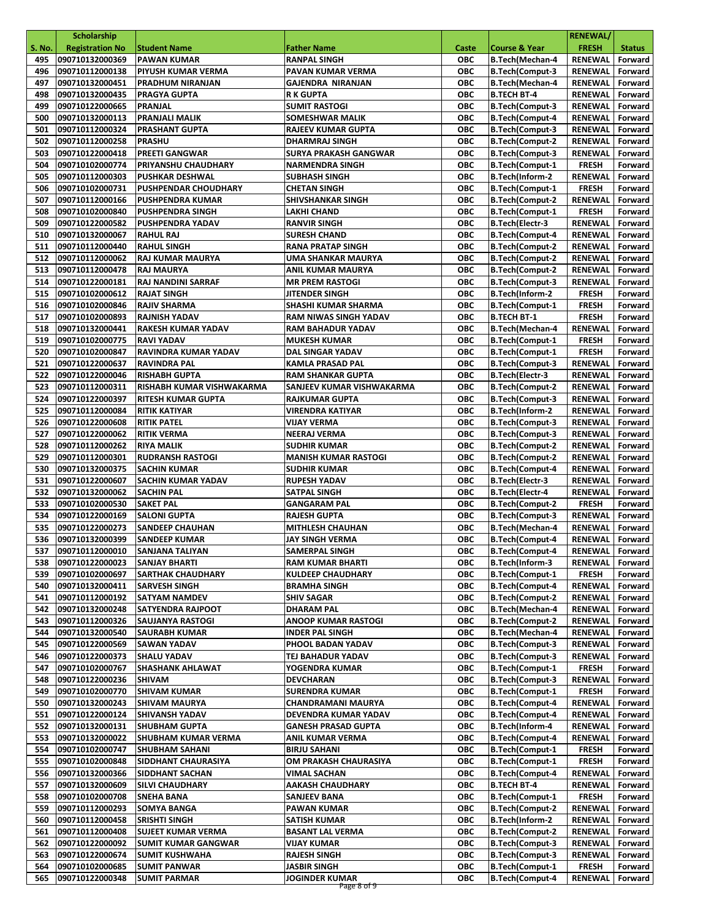| S. No. | Scholarship Registration No | Student Name | Father Name | Caste | Course & Year | RENEWAL/ FRESH | Status |
|---|---|---|---|---|---|---|---|
| 495 | 090710132000369 | PAWAN KUMAR | RANPAL SINGH | OBC | B.Tech(Mechan-4 | RENEWAL | Forward |
| 496 | 090710112000138 | PIYUSH KUMAR VERMA | PAVAN KUMAR VERMA | OBC | B.Tech(Comput-3 | RENEWAL | Forward |
| 497 | 090710132000451 | PRADHUM NIRANJAN | GAJENDRA NIRANJAN | OBC | B.Tech(Mechan-4 | RENEWAL | Forward |
| 498 | 090710132000435 | PRAGYA GUPTA | R K GUPTA | OBC | B.TECH BT-4 | RENEWAL | Forward |
| 499 | 090710122000665 | PRANJAL | SUMIT RASTOGI | OBC | B.Tech(Comput-3 | RENEWAL | Forward |
| 500 | 090710132000113 | PRANJALI MALIK | SOMESHWAR MALIK | OBC | B.Tech(Comput-4 | RENEWAL | Forward |
| 501 | 090710112000324 | PRASHANT GUPTA | RAJEEV KUMAR GUPTA | OBC | B.Tech(Comput-3 | RENEWAL | Forward |
| 502 | 090710112000258 | PRASHU | DHARMRAJ SINGH | OBC | B.Tech(Comput-2 | RENEWAL | Forward |
| 503 | 090710122000418 | PREETI GANGWAR | SURYA PRAKASH GANGWAR | OBC | B.Tech(Comput-3 | RENEWAL | Forward |
| 504 | 090710102000774 | PRIYANSHU CHAUDHARY | NARMENDRA SINGH | OBC | B.Tech(Comput-1 | FRESH | Forward |
| 505 | 090710112000303 | PUSHKAR DESHWAL | SUBHASH SINGH | OBC | B.Tech(Inform-2 | RENEWAL | Forward |
| 506 | 090710102000731 | PUSHPENDAR CHOUDHARY | CHETAN SINGH | OBC | B.Tech(Comput-1 | FRESH | Forward |
| 507 | 090710112000166 | PUSHPENDRA KUMAR | SHIVSHANKAR SINGH | OBC | B.Tech(Comput-2 | RENEWAL | Forward |
| 508 | 090710102000840 | PUSHPENDRA SINGH | LAKHI CHAND | OBC | B.Tech(Comput-1 | FRESH | Forward |
| 509 | 090710122000582 | PUSHPENDRA YADAV | RANVIR SINGH | OBC | B.Tech(Electr-3 | RENEWAL | Forward |
| 510 | 090710132000067 | RAHUL RAJ | SURESH CHAND | OBC | B.Tech(Comput-4 | RENEWAL | Forward |
| 511 | 090710112000440 | RAHUL SINGH | RANA PRATAP SINGH | OBC | B.Tech(Comput-2 | RENEWAL | Forward |
| 512 | 090710112000062 | RAJ KUMAR MAURYA | UMA SHANKAR MAURYA | OBC | B.Tech(Comput-2 | RENEWAL | Forward |
| 513 | 090710112000478 | RAJ MAURYA | ANIL KUMAR MAURYA | OBC | B.Tech(Comput-2 | RENEWAL | Forward |
| 514 | 090710122000181 | RAJ NANDINI SARRAF | MR PREM RASTOGI | OBC | B.Tech(Comput-3 | RENEWAL | Forward |
| 515 | 090710102000612 | RAJAT SINGH | JITENDER SINGH | OBC | B.Tech(Inform-2 | FRESH | Forward |
| 516 | 090710102000846 | RAJIV SHARMA | SHASHI KUMAR SHARMA | OBC | B.Tech(Comput-1 | FRESH | Forward |
| 517 | 090710102000893 | RAJNISH YADAV | RAM NIWAS SINGH YADAV | OBC | B.TECH BT-1 | FRESH | Forward |
| 518 | 090710132000441 | RAKESH KUMAR YADAV | RAM BAHADUR YADAV | OBC | B.Tech(Mechan-4 | RENEWAL | Forward |
| 519 | 090710102000775 | RAVI YADAV | MUKESH KUMAR | OBC | B.Tech(Comput-1 | FRESH | Forward |
| 520 | 090710102000847 | RAVINDRA KUMAR YADAV | DAL SINGAR YADAV | OBC | B.Tech(Comput-1 | FRESH | Forward |
| 521 | 090710122000637 | RAVINDRA PAL | KAMLA PRASAD PAL | OBC | B.Tech(Comput-3 | RENEWAL | Forward |
| 522 | 090710122000046 | RISHABH GUPTA | RAM SHANKAR GUPTA | OBC | B.Tech(Electr-3 | RENEWAL | Forward |
| 523 | 090710112000311 | RISHABH KUMAR VISHWAKARMA | SANJEEV KUMAR VISHWAKARMA | OBC | B.Tech(Comput-2 | RENEWAL | Forward |
| 524 | 090710122000397 | RITESH KUMAR GUPTA | RAJKUMAR GUPTA | OBC | B.Tech(Comput-3 | RENEWAL | Forward |
| 525 | 090710112000084 | RITIK KATIYAR | VIRENDRA KATIYAR | OBC | B.Tech(Inform-2 | RENEWAL | Forward |
| 526 | 090710122000608 | RITIK PATEL | VIJAY VERMA | OBC | B.Tech(Comput-3 | RENEWAL | Forward |
| 527 | 090710122000062 | RITIK VERMA | NEERAJ VERMA | OBC | B.Tech(Comput-3 | RENEWAL | Forward |
| 528 | 090710112000262 | RIYA MALIK | SUDHIR KUMAR | OBC | B.Tech(Comput-2 | RENEWAL | Forward |
| 529 | 090710112000301 | RUDRANSH RASTOGI | MANISH KUMAR RASTOGI | OBC | B.Tech(Comput-2 | RENEWAL | Forward |
| 530 | 090710132000375 | SACHIN KUMAR | SUDHIR KUMAR | OBC | B.Tech(Comput-4 | RENEWAL | Forward |
| 531 | 090710122000607 | SACHIN KUMAR YADAV | RUPESH YADAV | OBC | B.Tech(Electr-3 | RENEWAL | Forward |
| 532 | 090710132000062 | SACHIN PAL | SATPAL SINGH | OBC | B.Tech(Electr-4 | RENEWAL | Forward |
| 533 | 090710102000530 | SAKET PAL | GANGARAM PAL | OBC | B.Tech(Comput-2 | FRESH | Forward |
| 534 | 090710122000169 | SALONI GUPTA | RAJESH GUPTA | OBC | B.Tech(Comput-3 | RENEWAL | Forward |
| 535 | 090710122000273 | SANDEEP CHAUHAN | MITHLESH CHAUHAN | OBC | B.Tech(Mechan-4 | RENEWAL | Forward |
| 536 | 090710132000399 | SANDEEP KUMAR | JAY SINGH VERMA | OBC | B.Tech(Comput-4 | RENEWAL | Forward |
| 537 | 090710112000010 | SANJANA TALIYAN | SAMERPAL SINGH | OBC | B.Tech(Comput-4 | RENEWAL | Forward |
| 538 | 090710122000023 | SANJAY BHARTI | RAM KUMAR BHARTI | OBC | B.Tech(Inform-3 | RENEWAL | Forward |
| 539 | 090710102000697 | SARTHAK CHAUDHARY | KULDEEP CHAUDHARY | OBC | B.Tech(Comput-1 | FRESH | Forward |
| 540 | 090710132000411 | SARVESH SINGH | BRAMHA SINGH | OBC | B.Tech(Comput-4 | RENEWAL | Forward |
| 541 | 090710112000192 | SATYAM NAMDEV | SHIV SAGAR | OBC | B.Tech(Comput-2 | RENEWAL | Forward |
| 542 | 090710132000248 | SATYENDRA RAJPOOT | DHARAM PAL | OBC | B.Tech(Mechan-4 | RENEWAL | Forward |
| 543 | 090710112000326 | SAUJANYA RASTOGI | ANOOP KUMAR RASTOGI | OBC | B.Tech(Comput-2 | RENEWAL | Forward |
| 544 | 090710132000540 | SAURABH KUMAR | INDER PAL SINGH | OBC | B.Tech(Mechan-4 | RENEWAL | Forward |
| 545 | 090710122000569 | SAWAN YADAV | PHOOL BADAN YADAV | OBC | B.Tech(Comput-3 | RENEWAL | Forward |
| 546 | 090710122000373 | SHALU YADAV | TEJ BAHADUR YADAV | OBC | B.Tech(Comput-3 | RENEWAL | Forward |
| 547 | 090710102000767 | SHASHANK AHLAWAT | YOGENDRA KUMAR | OBC | B.Tech(Comput-1 | FRESH | Forward |
| 548 | 090710122000236 | SHIVAM | DEVCHARAN | OBC | B.Tech(Comput-3 | RENEWAL | Forward |
| 549 | 090710102000770 | SHIVAM KUMAR | SURENDRA KUMAR | OBC | B.Tech(Comput-1 | FRESH | Forward |
| 550 | 090710132000243 | SHIVAM MAURYA | CHANDRAMANI MAURYA | OBC | B.Tech(Comput-4 | RENEWAL | Forward |
| 551 | 090710122000124 | SHIVANSH YADAV | DEVENDRA KUMAR YADAV | OBC | B.Tech(Comput-4 | RENEWAL | Forward |
| 552 | 090710132000131 | SHUBHAM GUPTA | GANESH PRASAD GUPTA | OBC | B.Tech(Inform-4 | RENEWAL | Forward |
| 553 | 090710132000022 | SHUBHAM KUMAR VERMA | ANIL KUMAR VERMA | OBC | B.Tech(Comput-4 | RENEWAL | Forward |
| 554 | 090710102000747 | SHUBHAM SAHANI | BIRJU SAHANI | OBC | B.Tech(Comput-1 | FRESH | Forward |
| 555 | 090710102000848 | SIDDHANT CHAURASIYA | OM PRAKASH CHAURASIYA | OBC | B.Tech(Comput-1 | FRESH | Forward |
| 556 | 090710132000366 | SIDDHANT SACHAN | VIMAL SACHAN | OBC | B.Tech(Comput-4 | RENEWAL | Forward |
| 557 | 090710132000609 | SILVI CHAUDHARY | AAKASH CHAUDHARY | OBC | B.TECH BT-4 | RENEWAL | Forward |
| 558 | 090710102000708 | SNEHA BANA | SANJEEV BANA | OBC | B.Tech(Comput-1 | FRESH | Forward |
| 559 | 090710112000293 | SOMYA BANGA | PAWAN KUMAR | OBC | B.Tech(Comput-2 | RENEWAL | Forward |
| 560 | 090710112000458 | SRISHTI SINGH | SATISH KUMAR | OBC | B.Tech(Inform-2 | RENEWAL | Forward |
| 561 | 090710112000408 | SUJEET KUMAR VERMA | BASANT LAL VERMA | OBC | B.Tech(Comput-2 | RENEWAL | Forward |
| 562 | 090710122000092 | SUMIT KUMAR GANGWAR | VIJAY KUMAR | OBC | B.Tech(Comput-3 | RENEWAL | Forward |
| 563 | 090710122000674 | SUMIT KUSHWAHA | RAJESH SINGH | OBC | B.Tech(Comput-3 | RENEWAL | Forward |
| 564 | 090710102000685 | SUMIT PANWAR | JASBIR SINGH | OBC | B.Tech(Comput-1 | FRESH | Forward |
| 565 | 090710122000348 | SUMIT PARMAR | JOGINDER KUMAR | OBC | B.Tech(Comput-4 | RENEWAL | Forward |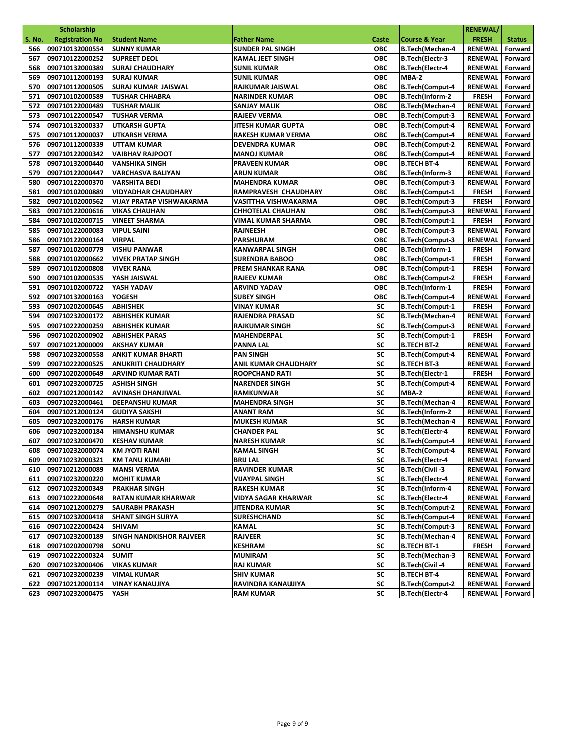| S. No. | Scholarship Registration No | Student Name | Father Name | Caste | Course & Year | RENEWAL/ FRESH | Status |
|---|---|---|---|---|---|---|---|
| 566 | 090710132000554 | SUNNY KUMAR | SUNDER PAL SINGH | OBC | B.Tech(Mechan-4 | RENEWAL | Forward |
| 567 | 090710122000252 | SUPREET DEOL | KAMAL JEET SINGH | OBC | B.Tech(Electr-3 | RENEWAL | Forward |
| 568 | 090710132000389 | SURAJ CHAUDHARY | SUNIL KUMAR | OBC | B.Tech(Electr-4 | RENEWAL | Forward |
| 569 | 090710112000193 | SURAJ KUMAR | SUNIL KUMAR | OBC | MBA-2 | RENEWAL | Forward |
| 570 | 090710112000505 | SURAJ KUMAR JAISWAL | RAJKUMAR JAISWAL | OBC | B.Tech(Comput-4 | RENEWAL | Forward |
| 571 | 090710102000589 | TUSHAR CHHABRA | NARINDER KUMAR | OBC | B.Tech(Inform-2 | FRESH | Forward |
| 572 | 090710122000489 | TUSHAR MALIK | SANJAY MALIK | OBC | B.Tech(Mechan-4 | RENEWAL | Forward |
| 573 | 090710122000547 | TUSHAR VERMA | RAJEEV VERMA | OBC | B.Tech(Comput-3 | RENEWAL | Forward |
| 574 | 090710132000337 | UTKARSH GUPTA | JITESH KUMAR GUPTA | OBC | B.Tech(Comput-4 | RENEWAL | Forward |
| 575 | 090710112000037 | UTKARSH VERMA | RAKESH KUMAR VERMA | OBC | B.Tech(Comput-4 | RENEWAL | Forward |
| 576 | 090710112000339 | UTTAM KUMAR | DEVENDRA KUMAR | OBC | B.Tech(Comput-2 | RENEWAL | Forward |
| 577 | 090710122000342 | VAIBHAV RAJPOOT | MANOJ KUMAR | OBC | B.Tech(Comput-4 | RENEWAL | Forward |
| 578 | 090710132000440 | VANSHIKA SINGH | PRAVEEN KUMAR | OBC | B.TECH BT-4 | RENEWAL | Forward |
| 579 | 090710122000447 | VARCHASVA BALIYAN | ARUN KUMAR | OBC | B.Tech(Inform-3 | RENEWAL | Forward |
| 580 | 090710122000370 | VARSHITA BEDI | MAHENDRA KUMAR | OBC | B.Tech(Comput-3 | RENEWAL | Forward |
| 581 | 090710102000889 | VIDYADHAR CHAUDHARY | RAMPRAVESH CHAUDHARY | OBC | B.Tech(Comput-1 | FRESH | Forward |
| 582 | 090710102000562 | VIJAY PRATAP VISHWAKARMA | VASITTHA VISHWAKARMA | OBC | B.Tech(Comput-3 | FRESH | Forward |
| 583 | 090710122000616 | VIKAS CHAUHAN | CHHOTELAL CHAUHAN | OBC | B.Tech(Comput-3 | RENEWAL | Forward |
| 584 | 090710102000715 | VINEET SHARMA | VIMAL KUMAR SHARMA | OBC | B.Tech(Comput-1 | FRESH | Forward |
| 585 | 090710122000083 | VIPUL SAINI | RAJNEESH | OBC | B.Tech(Comput-3 | RENEWAL | Forward |
| 586 | 090710122000164 | VIRPAL | PARSHURAM | OBC | B.Tech(Comput-3 | RENEWAL | Forward |
| 587 | 090710102000779 | VISHU PANWAR | KANWARPAL SINGH | OBC | B.Tech(Inform-1 | FRESH | Forward |
| 588 | 090710102000662 | VIVEK PRATAP SINGH | SURENDRA BABOO | OBC | B.Tech(Comput-1 | FRESH | Forward |
| 589 | 090710102000808 | VIVEK RANA | PREM SHANKAR RANA | OBC | B.Tech(Comput-1 | FRESH | Forward |
| 590 | 090710102000535 | YASH JAISWAL | RAJEEV KUMAR | OBC | B.Tech(Comput-2 | FRESH | Forward |
| 591 | 090710102000722 | YASH YADAV | ARVIND YADAV | OBC | B.Tech(Inform-1 | FRESH | Forward |
| 592 | 090710132000163 | YOGESH | SUBEY SINGH | OBC | B.Tech(Comput-4 | RENEWAL | Forward |
| 593 | 090710202000645 | ABHISHEK | VINAY KUMAR | SC | B.Tech(Comput-1 | FRESH | Forward |
| 594 | 090710232000172 | ABHISHEK KUMAR | RAJENDRA PRASAD | SC | B.Tech(Mechan-4 | RENEWAL | Forward |
| 595 | 090710222000259 | ABHISHEK KUMAR | RAJKUMAR SINGH | SC | B.Tech(Comput-3 | RENEWAL | Forward |
| 596 | 090710202000902 | ABHISHEK PARAS | MAHENDERPAL | SC | B.Tech(Comput-1 | FRESH | Forward |
| 597 | 090710212000009 | AKSHAY KUMAR | PANNA LAL | SC | B.TECH BT-2 | RENEWAL | Forward |
| 598 | 090710232000558 | ANKIT KUMAR BHARTI | PAN SINGH | SC | B.Tech(Comput-4 | RENEWAL | Forward |
| 599 | 090710222000525 | ANUKRITI CHAUDHARY | ANIL KUMAR CHAUDHARY | SC | B.TECH BT-3 | RENEWAL | Forward |
| 600 | 090710202000649 | ARVIND KUMAR RATI | ROOPCHAND RATI | SC | B.Tech(Electr-1 | FRESH | Forward |
| 601 | 090710232000725 | ASHISH SINGH | NARENDER SINGH | SC | B.Tech(Comput-4 | RENEWAL | Forward |
| 602 | 090710212000142 | AVINASH DHANJIWAL | RAMKUNWAR | SC | MBA-2 | RENEWAL | Forward |
| 603 | 090710232000461 | DEEPANSHU KUMAR | MAHENDRA SINGH | SC | B.Tech(Mechan-4 | RENEWAL | Forward |
| 604 | 090710212000124 | GUDIYA SAKSHI | ANANT RAM | SC | B.Tech(Inform-2 | RENEWAL | Forward |
| 605 | 090710232000176 | HARSH KUMAR | MUKESH KUMAR | SC | B.Tech(Mechan-4 | RENEWAL | Forward |
| 606 | 090710232000184 | HIMANSHU KUMAR | CHANDER PAL | SC | B.Tech(Electr-4 | RENEWAL | Forward |
| 607 | 090710232000470 | KESHAV KUMAR | NARESH KUMAR | SC | B.Tech(Comput-4 | RENEWAL | Forward |
| 608 | 090710232000074 | KM JYOTI RANI | KAMAL SINGH | SC | B.Tech(Comput-4 | RENEWAL | Forward |
| 609 | 090710232000321 | KM TANU KUMARI | BRIJ LAL | SC | B.Tech(Electr-4 | RENEWAL | Forward |
| 610 | 090710212000089 | MANSI VERMA | RAVINDER KUMAR | SC | B.Tech(Civil -3 | RENEWAL | Forward |
| 611 | 090710232000220 | MOHIT KUMAR | VIJAYPAL SINGH | SC | B.Tech(Electr-4 | RENEWAL | Forward |
| 612 | 090710232000349 | PRAKHAR SINGH | RAKESH KUMAR | SC | B.Tech(Inform-4 | RENEWAL | Forward |
| 613 | 090710222000648 | RATAN KUMAR KHARWAR | VIDYA SAGAR KHARWAR | SC | B.Tech(Electr-4 | RENEWAL | Forward |
| 614 | 090710212000279 | SAURABH PRAKASH | JITENDRA KUMAR | SC | B.Tech(Comput-2 | RENEWAL | Forward |
| 615 | 090710232000418 | SHANT SINGH SURYA | SURESHCHAND | SC | B.Tech(Comput-4 | RENEWAL | Forward |
| 616 | 090710222000424 | SHIVAM | KAMAL | SC | B.Tech(Comput-3 | RENEWAL | Forward |
| 617 | 090710232000189 | SINGH NANDKISHOR RAJVEER | RAJVEER | SC | B.Tech(Mechan-4 | RENEWAL | Forward |
| 618 | 090710202000798 | SONU | KESHRAM | SC | B.TECH BT-1 | FRESH | Forward |
| 619 | 090710222000324 | SUMIT | MUNIRAM | SC | B.Tech(Mechan-3 | RENEWAL | Forward |
| 620 | 090710232000406 | VIKAS KUMAR | RAJ KUMAR | SC | B.Tech(Civil -4 | RENEWAL | Forward |
| 621 | 090710232000239 | VIMAL KUMAR | SHIV KUMAR | SC | B.TECH BT-4 | RENEWAL | Forward |
| 622 | 090710212000114 | VINAY KANAUJIYA | RAVINDRA KANAUJIYA | SC | B.Tech(Comput-2 | RENEWAL | Forward |
| 623 | 090710232000475 | YASH | RAM KUMAR | SC | B.Tech(Electr-4 | RENEWAL | Forward |